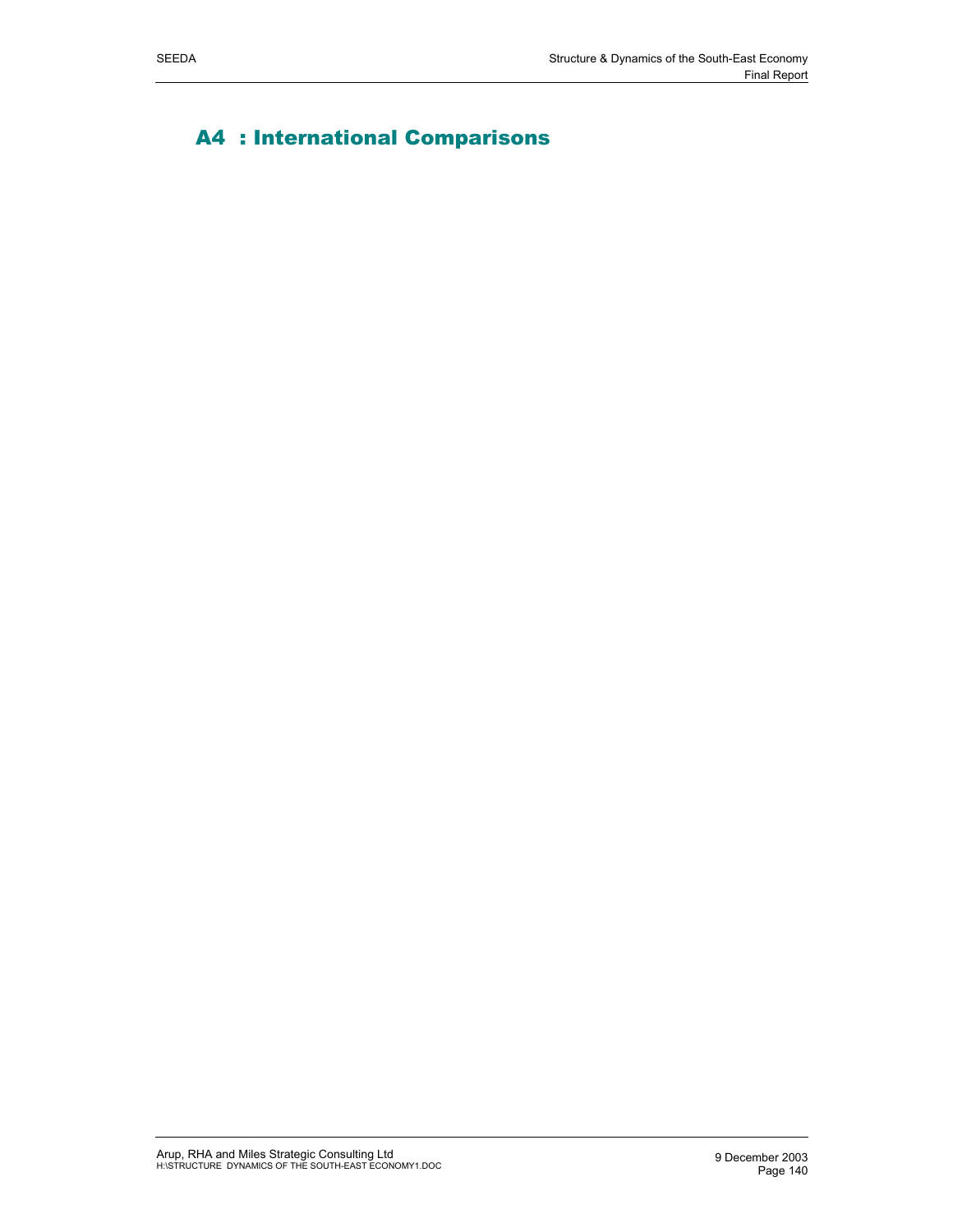# A4 : International Comparisons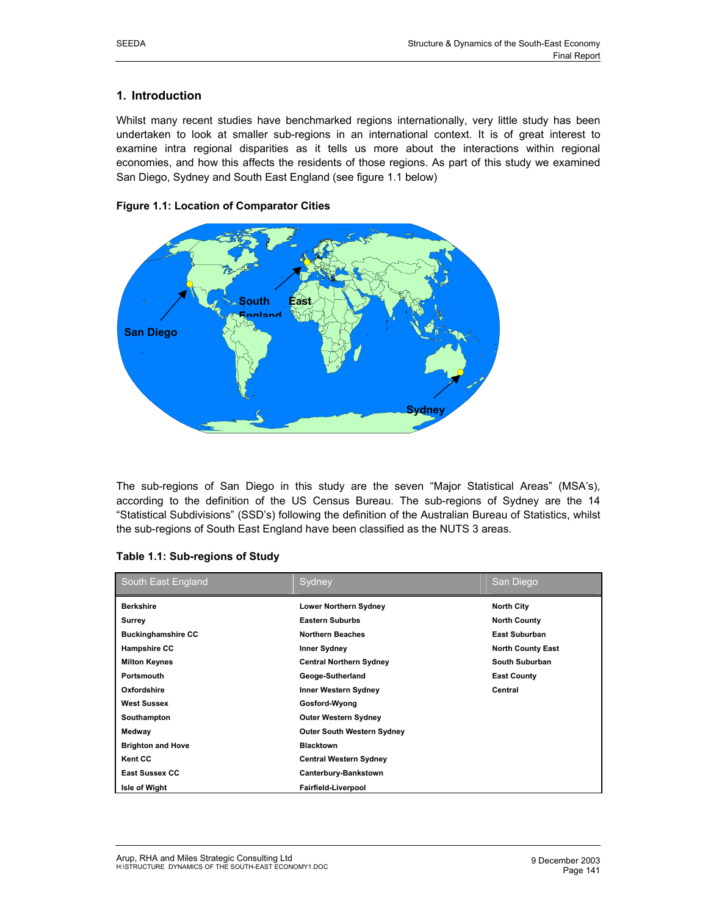## 1. Introduction

Whilst many recent studies have benchmarked regions internationally, very little study has been undertaken to look at smaller sub-regions in an international context. It is of great interest to examine intra regional disparities as it tells us more about the interactions within regional economies, and how this affects the residents of those regions. As part of this study we examined San Diego, Sydney and South East England (see figure 1.1 below)

**Figure 1.1: Location of Comparator Cities**

The sub-regions of San Diego in this study are the seven "Major Statistical Areas" (MSA's), according to the definition of the US Census Bureau. The sub-regions of Sydney are the 14 "Statistical Subdivisions" (SSD's) following the definition of the Australian Bureau of Statistics, whilst the sub-regions of South East England have been classified as the NUTS 3 areas.

**Table 1.1: Sub-regions of Study**

| South East England | Sydney | San Diego |
|---|---|---|
| **Berkshire** | **Lower Northern Sydney** | **North City** |
| **Surrey** | **Eastern Suburbs** | **North County** |
| **Buckinghamshire CC** | **Northern Beaches** | **East Suburban** |
| **Hampshire CC** | **Inner Sydney** | **North County East** |
| **Milton Keynes** | **Central Northern Sydney** | **South Suburban** |
| **Portsmouth** | **Geoge-Sutherland** | **East County** |
| **Oxfordshire** | **Inner Western Sydney** | **Central** |
| **West Sussex** | **Gosford-Wyong** | |
| **Southampton** | **Outer Western Sydney** | |
| **Medway** | **Outer South Western Sydney** | |
| **Brighton and Hove** | **Blacktown** | |
| **Kent CC** | **Central Western Sydney** | |
| **East Sussex CC** | **Canterbury-Bankstown** | |
| **Isle of Wight** | **Fairfield-Liverpool** | |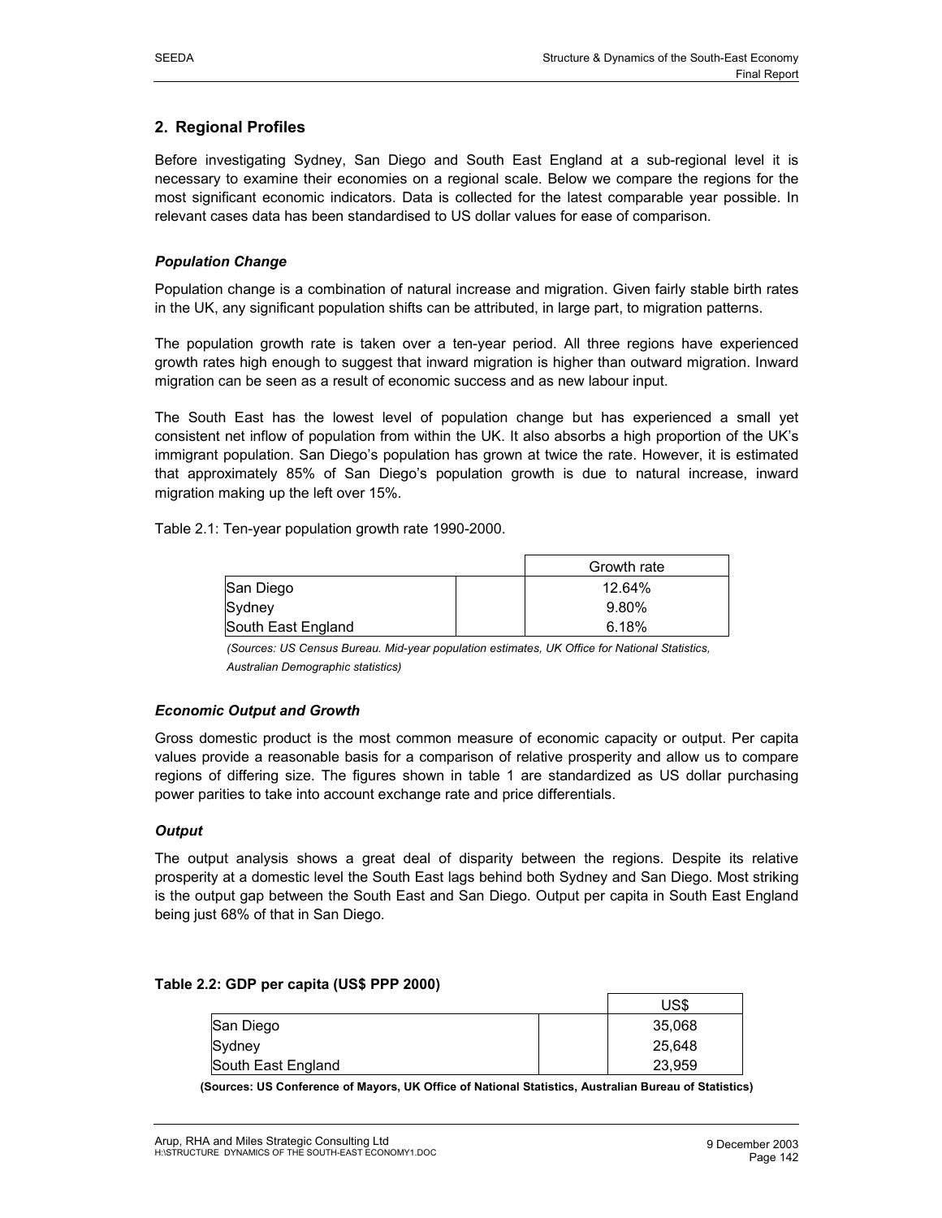## 2. Regional Profiles

Before investigating Sydney, San Diego and South East England at a sub-regional level it is necessary to examine their economies on a regional scale. Below we compare the regions for the most significant economic indicators. Data is collected for the latest comparable year possible. In relevant cases data has been standardised to US dollar values for ease of comparison.

### *Population Change*

Population change is a combination of natural increase and migration. Given fairly stable birth rates in the UK, any significant population shifts can be attributed, in large part, to migration patterns.

The population growth rate is taken over a ten-year period. All three regions have experienced growth rates high enough to suggest that inward migration is higher than outward migration. Inward migration can be seen as a result of economic success and as new labour input.

The South East has the lowest level of population change but has experienced a small yet consistent net inflow of population from within the UK. It also absorbs a high proportion of the UK's immigrant population. San Diego's population has grown at twice the rate. However, it is estimated that approximately 85% of San Diego's population growth is due to natural increase, inward migration making up the left over 15%.

Table 2.1: Ten-year population growth rate 1990-2000.

| | | Growth rate |
|---|---|---|
| San Diego | | 12.64% |
| Sydney | | 9.80% |
| South East England | | 6.18% |

*(Sources: US Census Bureau. Mid-year population estimates, UK Office for National Statistics, Australian Demographic statistics)*

### *Economic Output and Growth*

Gross domestic product is the most common measure of economic capacity or output. Per capita values provide a reasonable basis for a comparison of relative prosperity and allow us to compare regions of differing size. The figures shown in table 1 are standardized as US dollar purchasing power parities to take into account exchange rate and price differentials.

### *Output*

The output analysis shows a great deal of disparity between the regions. Despite its relative prosperity at a domestic level the South East lags behind both Sydney and San Diego. Most striking is the output gap between the South East and San Diego. Output per capita in South East England being just 68% of that in San Diego.

**Table 2.2: GDP per capita (US$ PPP 2000)**

| | | US$ |
|---|---|---|
| San Diego | | 35,068 |
| Sydney | | 25,648 |
| South East England | | 23,959 |

**(Sources: US Conference of Mayors, UK Office of National Statistics, Australian Bureau of Statistics)**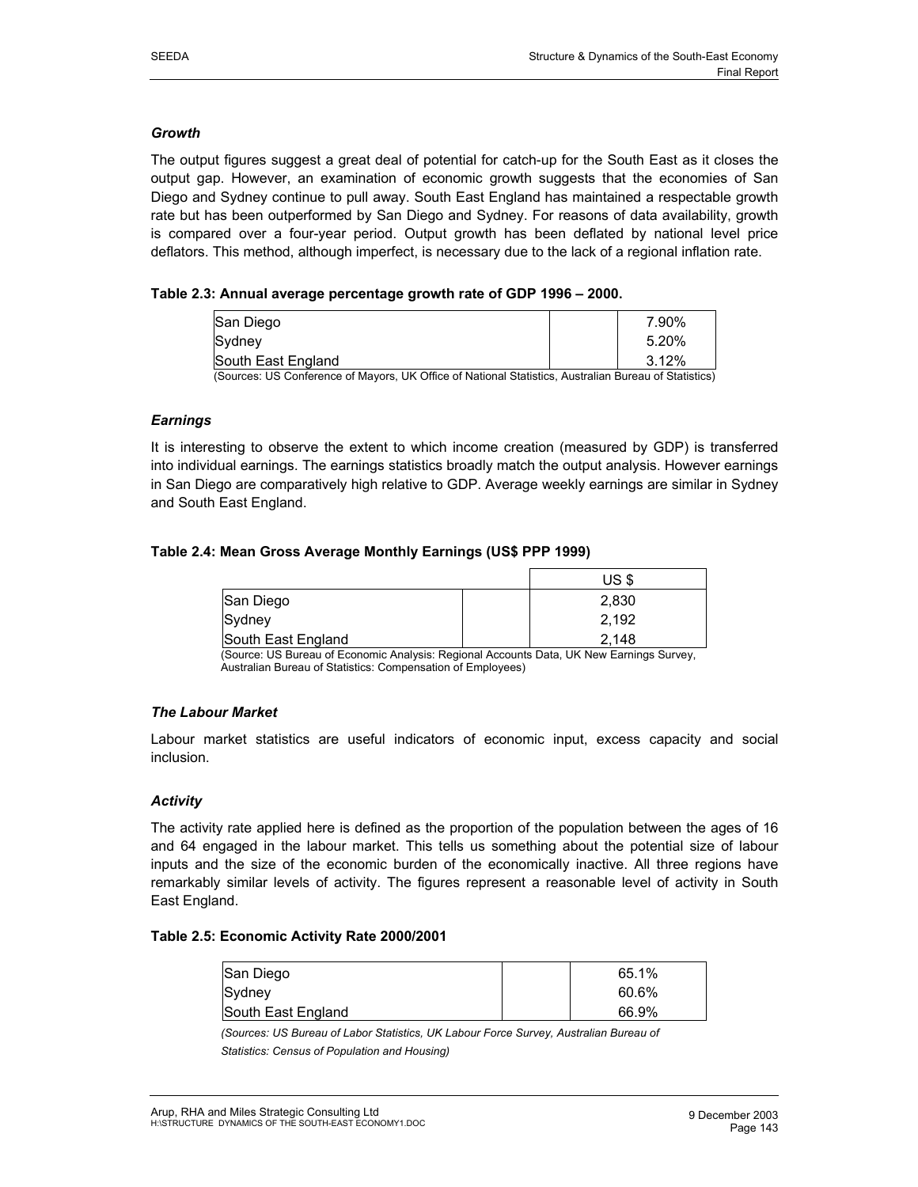### *Growth*

The output figures suggest a great deal of potential for catch-up for the South East as it closes the output gap. However, an examination of economic growth suggests that the economies of San Diego and Sydney continue to pull away. South East England has maintained a respectable growth rate but has been outperformed by San Diego and Sydney. For reasons of data availability, growth is compared over a four-year period. Output growth has been deflated by national level price deflators. This method, although imperfect, is necessary due to the lack of a regional inflation rate.

**Table 2.3: Annual average percentage growth rate of GDP 1996 – 2000.**

| | | |
|---|---|---|
| San Diego | | 7.90% |
| Sydney | | 5.20% |
| South East England | | 3.12% |

(Sources: US Conference of Mayors, UK Office of National Statistics, Australian Bureau of Statistics)

### *Earnings*

It is interesting to observe the extent to which income creation (measured by GDP) is transferred into individual earnings. The earnings statistics broadly match the output analysis. However earnings in San Diego are comparatively high relative to GDP. Average weekly earnings are similar in Sydney and South East England.

**Table 2.4: Mean Gross Average Monthly Earnings (US$ PPP 1999)**

| | | US $ |
|---|---|---|
| San Diego | | 2,830 |
| Sydney | | 2,192 |
| South East England | | 2,148 |

(Source: US Bureau of Economic Analysis: Regional Accounts Data, UK New Earnings Survey, Australian Bureau of Statistics: Compensation of Employees)

### *The Labour Market*

Labour market statistics are useful indicators of economic input, excess capacity and social inclusion.

### *Activity*

The activity rate applied here is defined as the proportion of the population between the ages of 16 and 64 engaged in the labour market. This tells us something about the potential size of labour inputs and the size of the economic burden of the economically inactive. All three regions have remarkably similar levels of activity. The figures represent a reasonable level of activity in South East England.

**Table 2.5: Economic Activity Rate 2000/2001**

| | | |
|---|---|---|
| San Diego | | 65.1% |
| Sydney | | 60.6% |
| South East England | | 66.9% |

*(Sources: US Bureau of Labor Statistics, UK Labour Force Survey, Australian Bureau of Statistics: Census of Population and Housing)*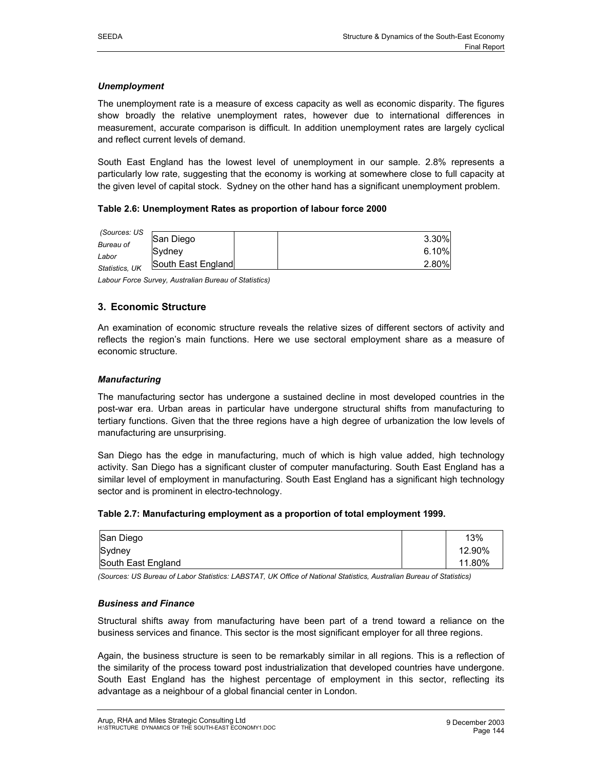### *Unemployment*

The unemployment rate is a measure of excess capacity as well as economic disparity. The figures show broadly the relative unemployment rates, however due to international differences in measurement, accurate comparison is difficult. In addition unemployment rates are largely cyclical and reflect current levels of demand.

South East England has the lowest level of unemployment in our sample. 2.8% represents a particularly low rate, suggesting that the economy is working at somewhere close to full capacity at the given level of capital stock. Sydney on the other hand has a significant unemployment problem.

**Table 2.6: Unemployment Rates as proportion of labour force 2000**

| | | |
|---|---|---|
| San Diego | | 3.30% |
| Sydney | | 6.10% |
| South East England | | 2.80% |

*(Sources: US Bureau of Labor Statistics, UK Labour Force Survey, Australian Bureau of Statistics)*

## 3. Economic Structure

An examination of economic structure reveals the relative sizes of different sectors of activity and reflects the region's main functions. Here we use sectoral employment share as a measure of economic structure.

### *Manufacturing*

The manufacturing sector has undergone a sustained decline in most developed countries in the post-war era. Urban areas in particular have undergone structural shifts from manufacturing to tertiary functions. Given that the three regions have a high degree of urbanization the low levels of manufacturing are unsurprising.

San Diego has the edge in manufacturing, much of which is high value added, high technology activity. San Diego has a significant cluster of computer manufacturing. South East England has a similar level of employment in manufacturing. South East England has a significant high technology sector and is prominent in electro-technology.

**Table 2.7: Manufacturing employment as a proportion of total employment 1999.**

| | | |
|---|---|---|
| San Diego | | 13% |
| Sydney | | 12.90% |
| South East England | | 11.80% |

*(Sources: US Bureau of Labor Statistics: LABSTAT, UK Office of National Statistics, Australian Bureau of Statistics)*

### *Business and Finance*

Structural shifts away from manufacturing have been part of a trend toward a reliance on the business services and finance. This sector is the most significant employer for all three regions.

Again, the business structure is seen to be remarkably similar in all regions. This is a reflection of the similarity of the process toward post industrialization that developed countries have undergone. South East England has the highest percentage of employment in this sector, reflecting its advantage as a neighbour of a global financial center in London.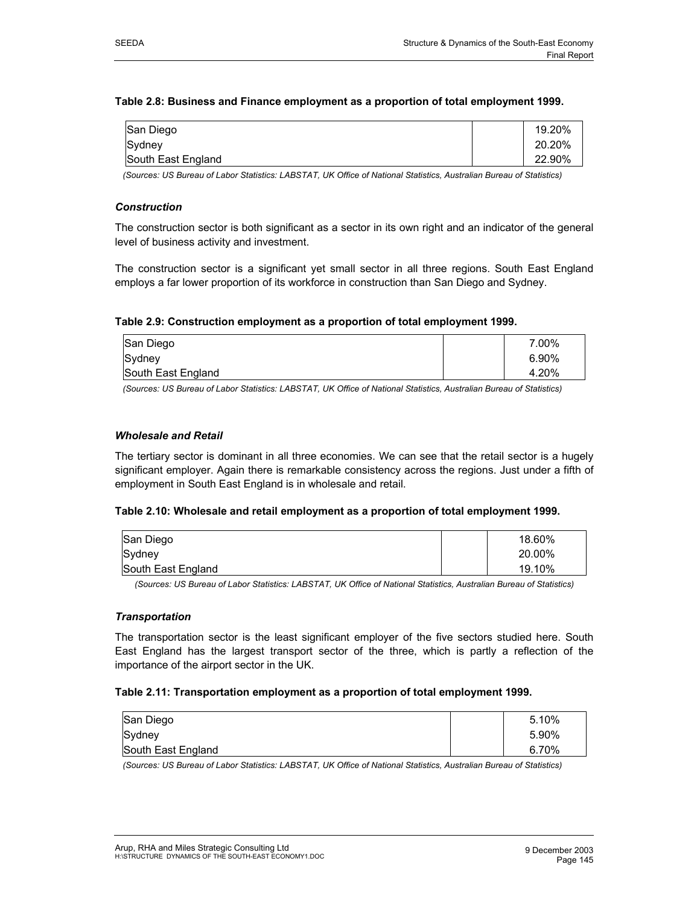**Table 2.8: Business and Finance employment as a proportion of total employment 1999.**

| | | |
|---|---|---|
| San Diego | | 19.20% |
| Sydney | | 20.20% |
| South East England | | 22.90% |

*(Sources: US Bureau of Labor Statistics: LABSTAT, UK Office of National Statistics, Australian Bureau of Statistics)*

### *Construction*

The construction sector is both significant as a sector in its own right and an indicator of the general level of business activity and investment.

The construction sector is a significant yet small sector in all three regions. South East England employs a far lower proportion of its workforce in construction than San Diego and Sydney.

**Table 2.9: Construction employment as a proportion of total employment 1999.**

| | | |
|---|---|---|
| San Diego | | 7.00% |
| Sydney | | 6.90% |
| South East England | | 4.20% |

*(Sources: US Bureau of Labor Statistics: LABSTAT, UK Office of National Statistics, Australian Bureau of Statistics)*

### *Wholesale and Retail*

The tertiary sector is dominant in all three economies. We can see that the retail sector is a hugely significant employer. Again there is remarkable consistency across the regions. Just under a fifth of employment in South East England is in wholesale and retail.

**Table 2.10: Wholesale and retail employment as a proportion of total employment 1999.**

| | | |
|---|---|---|
| San Diego | | 18.60% |
| Sydney | | 20.00% |
| South East England | | 19.10% |

*(Sources: US Bureau of Labor Statistics: LABSTAT, UK Office of National Statistics, Australian Bureau of Statistics)*

### *Transportation*

The transportation sector is the least significant employer of the five sectors studied here. South East England has the largest transport sector of the three, which is partly a reflection of the importance of the airport sector in the UK.

**Table 2.11: Transportation employment as a proportion of total employment 1999.**

| | | |
|---|---|---|
| San Diego | | 5.10% |
| Sydney | | 5.90% |
| South East England | | 6.70% |

*(Sources: US Bureau of Labor Statistics: LABSTAT, UK Office of National Statistics, Australian Bureau of Statistics)*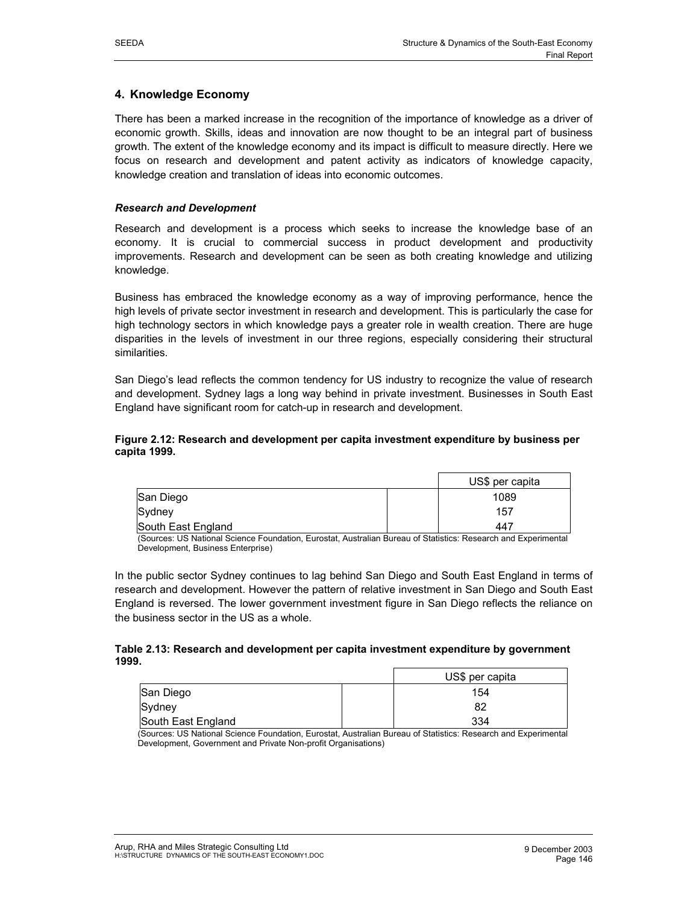## 4. Knowledge Economy

There has been a marked increase in the recognition of the importance of knowledge as a driver of economic growth. Skills, ideas and innovation are now thought to be an integral part of business growth. The extent of the knowledge economy and its impact is difficult to measure directly. Here we focus on research and development and patent activity as indicators of knowledge capacity, knowledge creation and translation of ideas into economic outcomes.

### *Research and Development*

Research and development is a process which seeks to increase the knowledge base of an economy. It is crucial to commercial success in product development and productivity improvements. Research and development can be seen as both creating knowledge and utilizing knowledge.

Business has embraced the knowledge economy as a way of improving performance, hence the high levels of private sector investment in research and development. This is particularly the case for high technology sectors in which knowledge pays a greater role in wealth creation. There are huge disparities in the levels of investment in our three regions, especially considering their structural similarities.

San Diego's lead reflects the common tendency for US industry to recognize the value of research and development. Sydney lags a long way behind in private investment. Businesses in South East England have significant room for catch-up in research and development.

**Figure 2.12: Research and development per capita investment expenditure by business per capita 1999.**

| | | US$ per capita |
|---|---|---|
| San Diego | | 1089 |
| Sydney | | 157 |
| South East England | | 447 |

(Sources: US National Science Foundation, Eurostat, Australian Bureau of Statistics: Research and Experimental Development, Business Enterprise)

In the public sector Sydney continues to lag behind San Diego and South East England in terms of research and development. However the pattern of relative investment in San Diego and South East England is reversed. The lower government investment figure in San Diego reflects the reliance on the business sector in the US as a whole.

**Table 2.13: Research and development per capita investment expenditure by government 1999.**

| | | US$ per capita |
|---|---|---|
| San Diego | | 154 |
| Sydney | | 82 |
| South East England | | 334 |

(Sources: US National Science Foundation, Eurostat, Australian Bureau of Statistics: Research and Experimental Development, Government and Private Non-profit Organisations)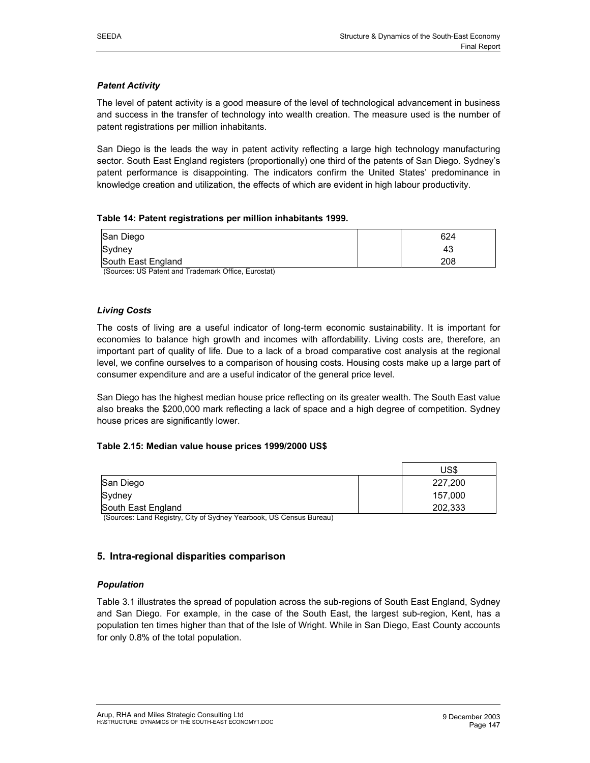### *Patent Activity*

The level of patent activity is a good measure of the level of technological advancement in business and success in the transfer of technology into wealth creation. The measure used is the number of patent registrations per million inhabitants.

San Diego is the leads the way in patent activity reflecting a large high technology manufacturing sector. South East England registers (proportionally) one third of the patents of San Diego. Sydney's patent performance is disappointing. The indicators confirm the United States' predominance in knowledge creation and utilization, the effects of which are evident in high labour productivity.

**Table 14: Patent registrations per million inhabitants 1999.**

| | | |
|---|---|---|
| San Diego | | 624 |
| Sydney | | 43 |
| South East England | | 208 |

(Sources: US Patent and Trademark Office, Eurostat)

### *Living Costs*

The costs of living are a useful indicator of long-term economic sustainability. It is important for economies to balance high growth and incomes with affordability. Living costs are, therefore, an important part of quality of life. Due to a lack of a broad comparative cost analysis at the regional level, we confine ourselves to a comparison of housing costs. Housing costs make up a large part of consumer expenditure and are a useful indicator of the general price level.

San Diego has the highest median house price reflecting on its greater wealth. The South East value also breaks the $200,000 mark reflecting a lack of space and a high degree of competition. Sydney house prices are significantly lower.

**Table 2.15: Median value house prices 1999/2000 US$**

| | | US$ |
|---|---|---|
| San Diego | | 227,200 |
| Sydney | | 157,000 |
| South East England | | 202,333 |

(Sources: Land Registry, City of Sydney Yearbook, US Census Bureau)

## 5. Intra-regional disparities comparison

### *Population*

Table 3.1 illustrates the spread of population across the sub-regions of South East England, Sydney and San Diego. For example, in the case of the South East, the largest sub-region, Kent, has a population ten times higher than that of the Isle of Wright. While in San Diego, East County accounts for only 0.8% of the total population.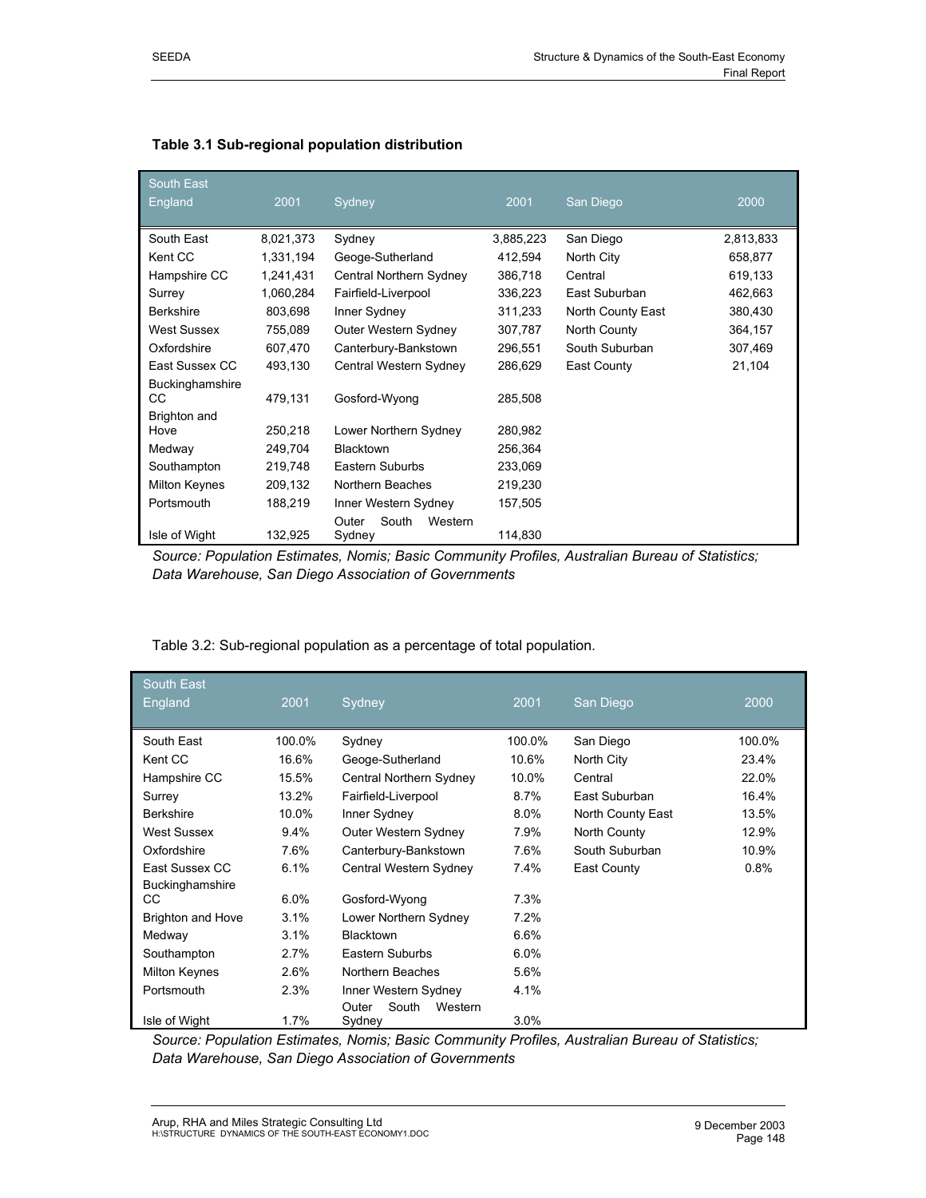**Table 3.1 Sub-regional population distribution**

| South East England | 2001 | Sydney | 2001 | San Diego | 2000 |
|---|---|---|---|---|---|
| South East | 8,021,373 | Sydney | 3,885,223 | San Diego | 2,813,833 |
| Kent CC | 1,331,194 | Geoge-Sutherland | 412,594 | North City | 658,877 |
| Hampshire CC | 1,241,431 | Central Northern Sydney | 386,718 | Central | 619,133 |
| Surrey | 1,060,284 | Fairfield-Liverpool | 336,223 | East Suburban | 462,663 |
| Berkshire | 803,698 | Inner Sydney | 311,233 | North County East | 380,430 |
| West Sussex | 755,089 | Outer Western Sydney | 307,787 | North County | 364,157 |
| Oxfordshire | 607,470 | Canterbury-Bankstown | 296,551 | South Suburban | 307,469 |
| East Sussex CC | 493,130 | Central Western Sydney | 286,629 | East County | 21,104 |
| Buckinghamshire CC | 479,131 | Gosford-Wyong | 285,508 | | |
| Brighton and Hove | 250,218 | Lower Northern Sydney | 280,982 | | |
| Medway | 249,704 | Blacktown | 256,364 | | |
| Southampton | 219,748 | Eastern Suburbs | 233,069 | | |
| Milton Keynes | 209,132 | Northern Beaches | 219,230 | | |
| Portsmouth | 188,219 | Inner Western Sydney | 157,505 | | |
| Isle of Wight | 132,925 | Outer South Western Sydney | 114,830 | | |

*Source: Population Estimates, Nomis; Basic Community Profiles, Australian Bureau of Statistics; Data Warehouse, San Diego Association of Governments*

Table 3.2: Sub-regional population as a percentage of total population.

| South East England | 2001 | Sydney | 2001 | San Diego | 2000 |
|---|---|---|---|---|---|
| South East | 100.0% | Sydney | 100.0% | San Diego | 100.0% |
| Kent CC | 16.6% | Geoge-Sutherland | 10.6% | North City | 23.4% |
| Hampshire CC | 15.5% | Central Northern Sydney | 10.0% | Central | 22.0% |
| Surrey | 13.2% | Fairfield-Liverpool | 8.7% | East Suburban | 16.4% |
| Berkshire | 10.0% | Inner Sydney | 8.0% | North County East | 13.5% |
| West Sussex | 9.4% | Outer Western Sydney | 7.9% | North County | 12.9% |
| Oxfordshire | 7.6% | Canterbury-Bankstown | 7.6% | South Suburban | 10.9% |
| East Sussex CC | 6.1% | Central Western Sydney | 7.4% | East County | 0.8% |
| Buckinghamshire CC | 6.0% | Gosford-Wyong | 7.3% | | |
| Brighton and Hove | 3.1% | Lower Northern Sydney | 7.2% | | |
| Medway | 3.1% | Blacktown | 6.6% | | |
| Southampton | 2.7% | Eastern Suburbs | 6.0% | | |
| Milton Keynes | 2.6% | Northern Beaches | 5.6% | | |
| Portsmouth | 2.3% | Inner Western Sydney | 4.1% | | |
| Isle of Wight | 1.7% | Outer South Western Sydney | 3.0% | | |

*Source: Population Estimates, Nomis; Basic Community Profiles, Australian Bureau of Statistics; Data Warehouse, San Diego Association of Governments*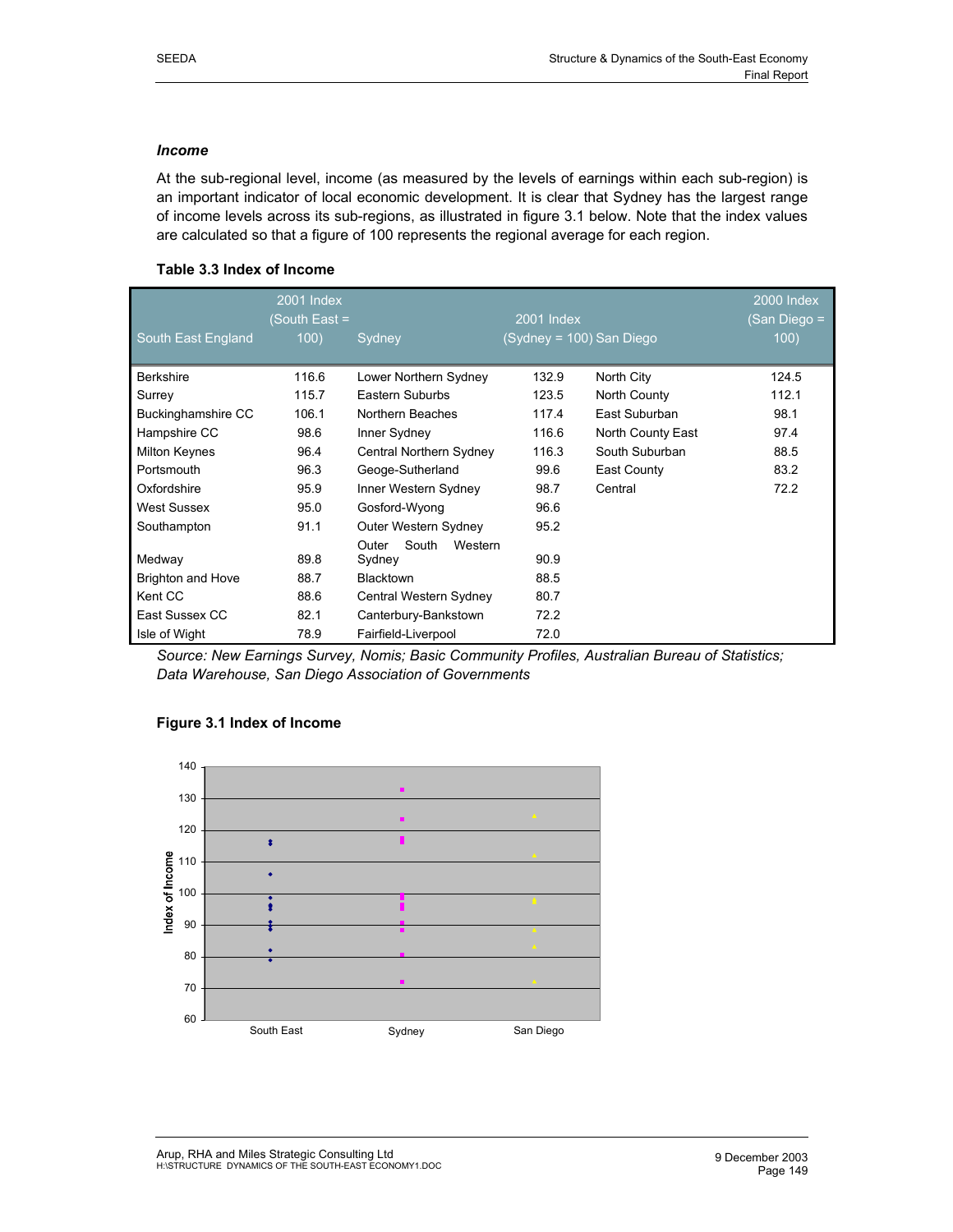### *Income*

At the sub-regional level, income (as measured by the levels of earnings within each sub-region) is an important indicator of local economic development. It is clear that Sydney has the largest range of income levels across its sub-regions, as illustrated in figure 3.1 below. Note that the index values are calculated so that a figure of 100 represents the regional average for each region.

**Table 3.3 Index of Income**

| South East England | 2001 Index (South East = 100) | Sydney | 2001 Index (Sydney = 100) | San Diego | 2000 Index (San Diego = 100) |
|---|---|---|---|---|---|
| Berkshire | 116.6 | Lower Northern Sydney | 132.9 | North City | 124.5 |
| Surrey | 115.7 | Eastern Suburbs | 123.5 | North County | 112.1 |
| Buckinghamshire CC | 106.1 | Northern Beaches | 117.4 | East Suburban | 98.1 |
| Hampshire CC | 98.6 | Inner Sydney | 116.6 | North County East | 97.4 |
| Milton Keynes | 96.4 | Central Northern Sydney | 116.3 | South Suburban | 88.5 |
| Portsmouth | 96.3 | Geoge-Sutherland | 99.6 | East County | 83.2 |
| Oxfordshire | 95.9 | Inner Western Sydney | 98.7 | Central | 72.2 |
| West Sussex | 95.0 | Gosford-Wyong | 96.6 | | |
| Southampton | 91.1 | Outer Western Sydney | 95.2 | | |
| Medway | 89.8 | Outer South Western Sydney | 90.9 | | |
| Brighton and Hove | 88.7 | Blacktown | 88.5 | | |
| Kent CC | 88.6 | Central Western Sydney | 80.7 | | |
| East Sussex CC | 82.1 | Canterbury-Bankstown | 72.2 | | |
| Isle of Wight | 78.9 | Fairfield-Liverpool | 72.0 | | |

*Source: New Earnings Survey, Nomis; Basic Community Profiles, Australian Bureau of Statistics; Data Warehouse, San Diego Association of Governments*

**Figure 3.1 Index of Income**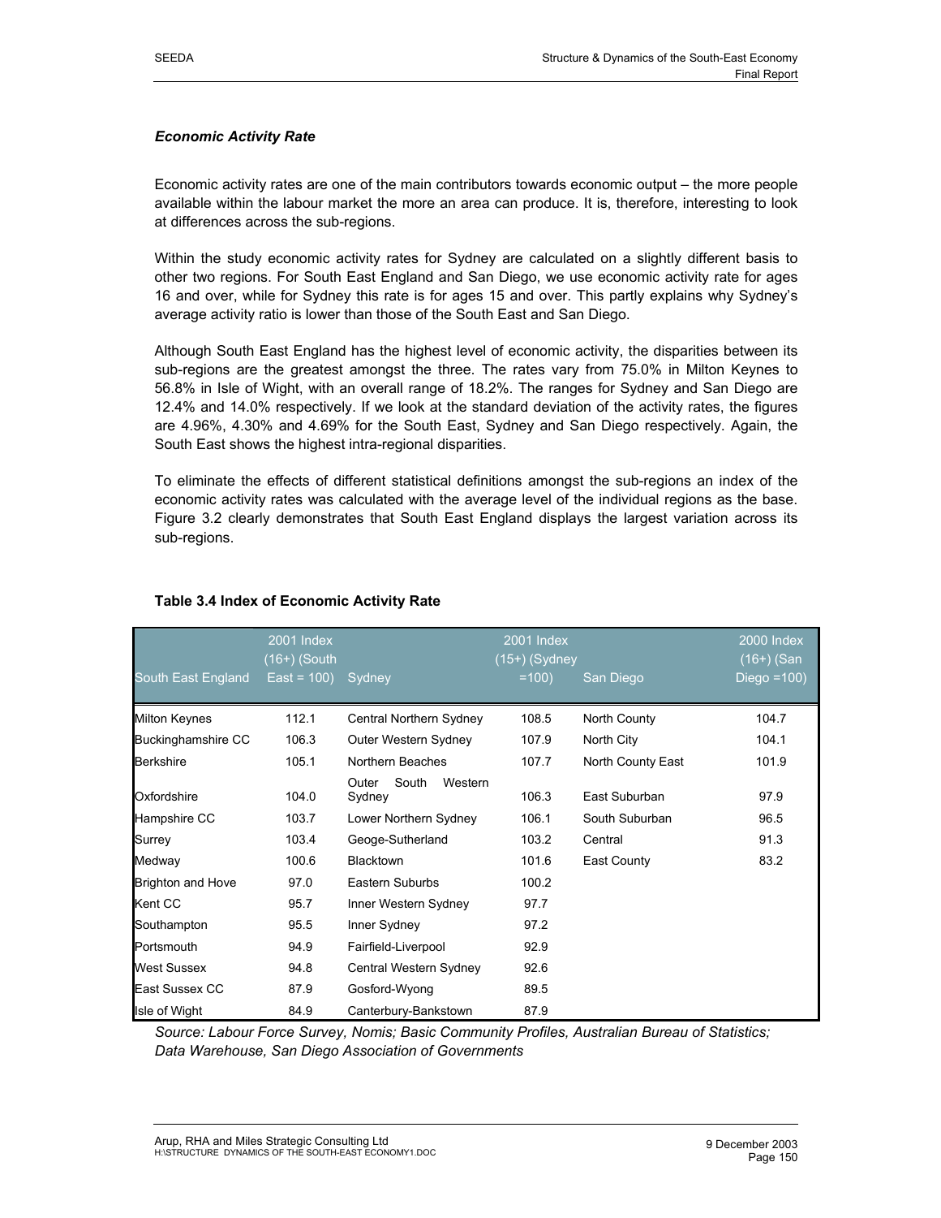### *Economic Activity Rate*

Economic activity rates are one of the main contributors towards economic output – the more people available within the labour market the more an area can produce. It is, therefore, interesting to look at differences across the sub-regions.

Within the study economic activity rates for Sydney are calculated on a slightly different basis to other two regions. For South East England and San Diego, we use economic activity rate for ages 16 and over, while for Sydney this rate is for ages 15 and over. This partly explains why Sydney's average activity ratio is lower than those of the South East and San Diego.

Although South East England has the highest level of economic activity, the disparities between its sub-regions are the greatest amongst the three. The rates vary from 75.0% in Milton Keynes to 56.8% in Isle of Wight, with an overall range of 18.2%. The ranges for Sydney and San Diego are 12.4% and 14.0% respectively. If we look at the standard deviation of the activity rates, the figures are 4.96%, 4.30% and 4.69% for the South East, Sydney and San Diego respectively. Again, the South East shows the highest intra-regional disparities.

To eliminate the effects of different statistical definitions amongst the sub-regions an index of the economic activity rates was calculated with the average level of the individual regions as the base. Figure 3.2 clearly demonstrates that South East England displays the largest variation across its sub-regions.

**Table 3.4 Index of Economic Activity Rate**

| South East England | 2001 Index (16+) (South East = 100) | Sydney | 2001 Index (15+) (Sydney =100) | San Diego | 2000 Index (16+) (San Diego =100) |
|---|---|---|---|---|---|
| Milton Keynes | 112.1 | Central Northern Sydney | 108.5 | North County | 104.7 |
| Buckinghamshire CC | 106.3 | Outer Western Sydney | 107.9 | North City | 104.1 |
| Berkshire | 105.1 | Northern Beaches | 107.7 | North County East | 101.9 |
| Oxfordshire | 104.0 | Outer South Western Sydney | 106.3 | East Suburban | 97.9 |
| Hampshire CC | 103.7 | Lower Northern Sydney | 106.1 | South Suburban | 96.5 |
| Surrey | 103.4 | Geoge-Sutherland | 103.2 | Central | 91.3 |
| Medway | 100.6 | Blacktown | 101.6 | East County | 83.2 |
| Brighton and Hove | 97.0 | Eastern Suburbs | 100.2 | | |
| Kent CC | 95.7 | Inner Western Sydney | 97.7 | | |
| Southampton | 95.5 | Inner Sydney | 97.2 | | |
| Portsmouth | 94.9 | Fairfield-Liverpool | 92.9 | | |
| West Sussex | 94.8 | Central Western Sydney | 92.6 | | |
| East Sussex CC | 87.9 | Gosford-Wyong | 89.5 | | |
| Isle of Wight | 84.9 | Canterbury-Bankstown | 87.9 | | |

*Source: Labour Force Survey, Nomis; Basic Community Profiles, Australian Bureau of Statistics; Data Warehouse, San Diego Association of Governments*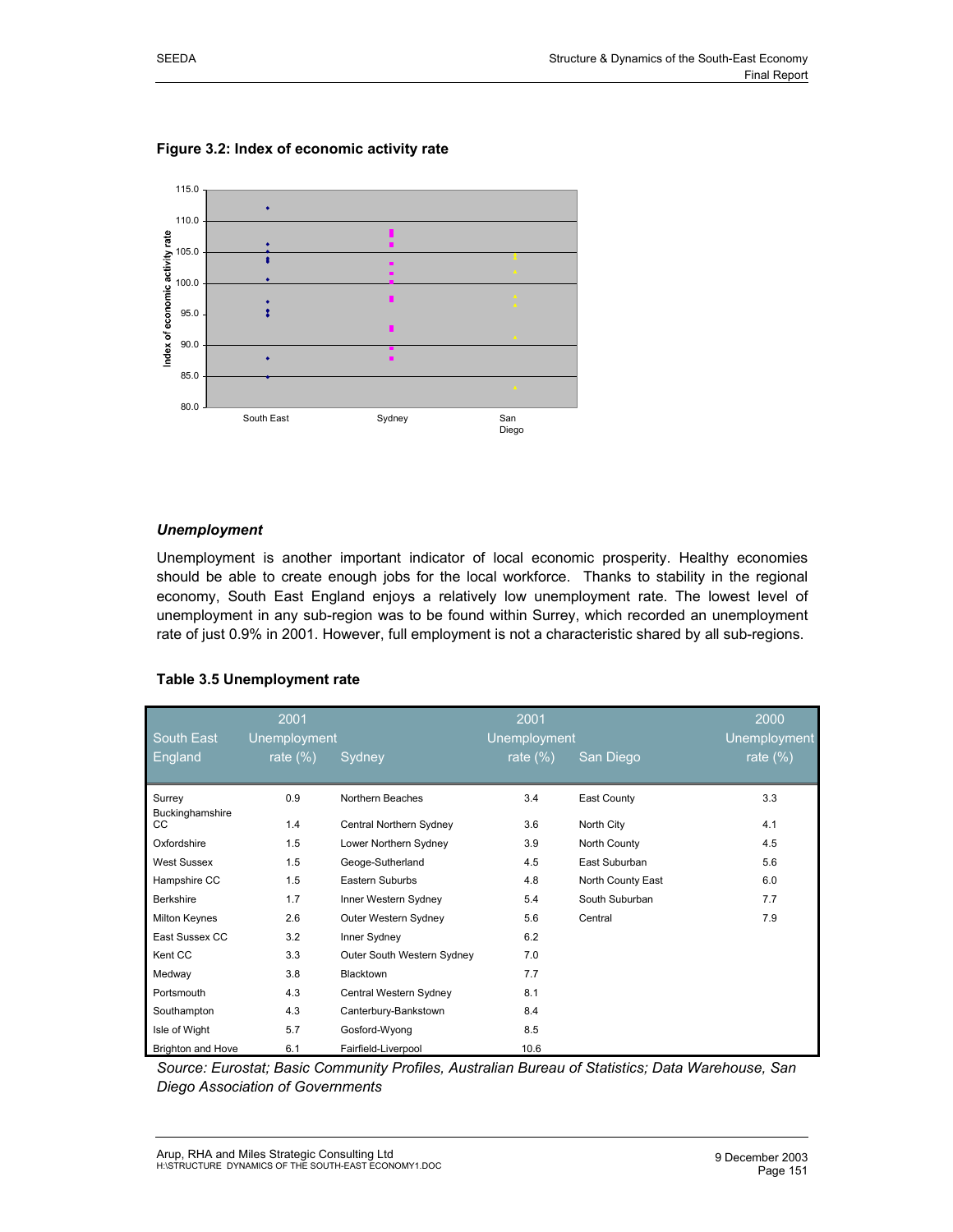**Figure 3.2: Index of economic activity rate**

### *Unemployment*

Unemployment is another important indicator of local economic prosperity. Healthy economies should be able to create enough jobs for the local workforce. Thanks to stability in the regional economy, South East England enjoys a relatively low unemployment rate. The lowest level of unemployment in any sub-region was to be found within Surrey, which recorded an unemployment rate of just 0.9% in 2001. However, full employment is not a characteristic shared by all sub-regions.

**Table 3.5 Unemployment rate**

| South East England | 2001 Unemployment rate (%) | Sydney | 2001 Unemployment rate (%) | San Diego | 2000 Unemployment rate (%) |
|---|---|---|---|---|---|
| Surrey | 0.9 | Northern Beaches | 3.4 | East County | 3.3 |
| Buckinghamshire CC | 1.4 | Central Northern Sydney | 3.6 | North City | 4.1 |
| Oxfordshire | 1.5 | Lower Northern Sydney | 3.9 | North County | 4.5 |
| West Sussex | 1.5 | Geoge-Sutherland | 4.5 | East Suburban | 5.6 |
| Hampshire CC | 1.5 | Eastern Suburbs | 4.8 | North County East | 6.0 |
| Berkshire | 1.7 | Inner Western Sydney | 5.4 | South Suburban | 7.7 |
| Milton Keynes | 2.6 | Outer Western Sydney | 5.6 | Central | 7.9 |
| East Sussex CC | 3.2 | Inner Sydney | 6.2 | | |
| Kent CC | 3.3 | Outer South Western Sydney | 7.0 | | |
| Medway | 3.8 | Blacktown | 7.7 | | |
| Portsmouth | 4.3 | Central Western Sydney | 8.1 | | |
| Southampton | 4.3 | Canterbury-Bankstown | 8.4 | | |
| Isle of Wight | 5.7 | Gosford-Wyong | 8.5 | | |
| Brighton and Hove | 6.1 | Fairfield-Liverpool | 10.6 | | |

*Source: Eurostat; Basic Community Profiles, Australian Bureau of Statistics; Data Warehouse, San Diego Association of Governments*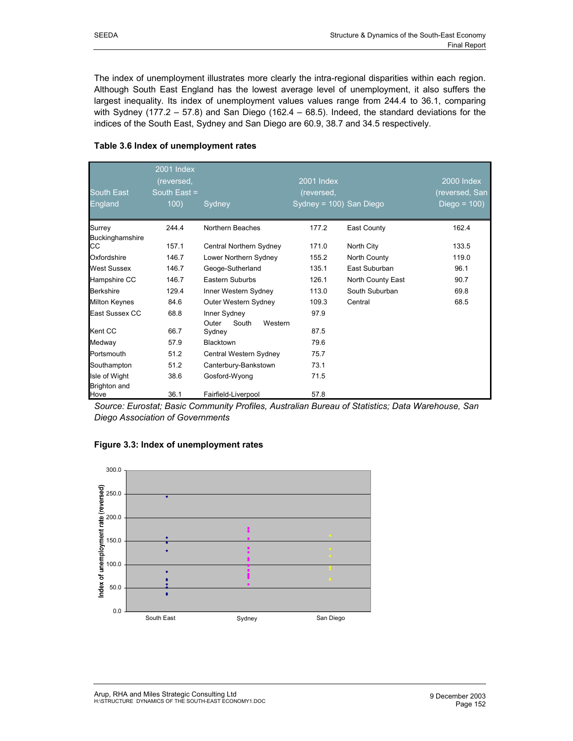The index of unemployment illustrates more clearly the intra-regional disparities within each region. Although South East England has the lowest average level of unemployment, it also suffers the largest inequality. Its index of unemployment values values range from 244.4 to 36.1, comparing with Sydney (177.2 – 57.8) and San Diego (162.4 – 68.5). Indeed, the standard deviations for the indices of the South East, Sydney and San Diego are 60.9, 38.7 and 34.5 respectively.

**Table 3.6 Index of unemployment rates**

| South East England | 2001 Index (reversed, South East = 100) | Sydney | 2001 Index (reversed, Sydney = 100) | San Diego | 2000 Index (reversed, San Diego = 100) |
|---|---|---|---|---|---|
| Surrey | 244.4 | Northern Beaches | 177.2 | East County | 162.4 |
| Buckinghamshire CC | 157.1 | Central Northern Sydney | 171.0 | North City | 133.5 |
| Oxfordshire | 146.7 | Lower Northern Sydney | 155.2 | North County | 119.0 |
| West Sussex | 146.7 | Geoge-Sutherland | 135.1 | East Suburban | 96.1 |
| Hampshire CC | 146.7 | Eastern Suburbs | 126.1 | North County East | 90.7 |
| Berkshire | 129.4 | Inner Western Sydney | 113.0 | South Suburban | 69.8 |
| Milton Keynes | 84.6 | Outer Western Sydney | 109.3 | Central | 68.5 |
| East Sussex CC | 68.8 | Inner Sydney | 97.9 | | |
| Kent CC | 66.7 | Outer South Western Sydney | 87.5 | | |
| Medway | 57.9 | Blacktown | 79.6 | | |
| Portsmouth | 51.2 | Central Western Sydney | 75.7 | | |
| Southampton | 51.2 | Canterbury-Bankstown | 73.1 | | |
| Isle of Wight | 38.6 | Gosford-Wyong | 71.5 | | |
| Brighton and Hove | 36.1 | Fairfield-Liverpool | 57.8 | | |

*Source: Eurostat; Basic Community Profiles, Australian Bureau of Statistics; Data Warehouse, San Diego Association of Governments*

**Figure 3.3: Index of unemployment rates**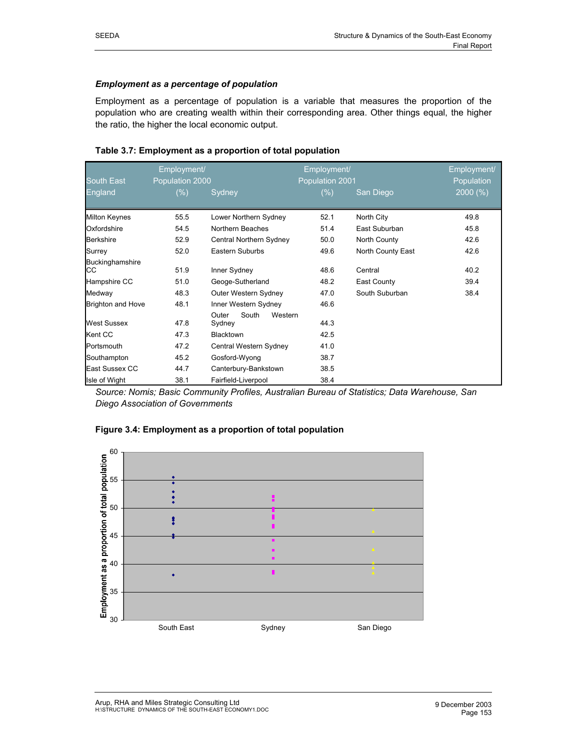### *Employment as a percentage of population*

Employment as a percentage of population is a variable that measures the proportion of the population who are creating wealth within their corresponding area. Other things equal, the higher the ratio, the higher the local economic output.

**Table 3.7: Employment as a proportion of total population**

| South East England | Employment/ Population 2000 (%) | Sydney | Employment/ Population 2001 (%) | San Diego | Employment/ Population 2000 (%) |
|---|---|---|---|---|---|
| Milton Keynes | 55.5 | Lower Northern Sydney | 52.1 | North City | 49.8 |
| Oxfordshire | 54.5 | Northern Beaches | 51.4 | East Suburban | 45.8 |
| Berkshire | 52.9 | Central Northern Sydney | 50.0 | North County | 42.6 |
| Surrey | 52.0 | Eastern Suburbs | 49.6 | North County East | 42.6 |
| Buckinghamshire CC | 51.9 | Inner Sydney | 48.6 | Central | 40.2 |
| Hampshire CC | 51.0 | Geoge-Sutherland | 48.2 | East County | 39.4 |
| Medway | 48.3 | Outer Western Sydney | 47.0 | South Suburban | 38.4 |
| Brighton and Hove | 48.1 | Inner Western Sydney | 46.6 | | |
| West Sussex | 47.8 | Outer South Western Sydney | 44.3 | | |
| Kent CC | 47.3 | Blacktown | 42.5 | | |
| Portsmouth | 47.2 | Central Western Sydney | 41.0 | | |
| Southampton | 45.2 | Gosford-Wyong | 38.7 | | |
| East Sussex CC | 44.7 | Canterbury-Bankstown | 38.5 | | |
| Isle of Wight | 38.1 | Fairfield-Liverpool | 38.4 | | |

*Source: Nomis; Basic Community Profiles, Australian Bureau of Statistics; Data Warehouse, San Diego Association of Governments*

**Figure 3.4: Employment as a proportion of total population**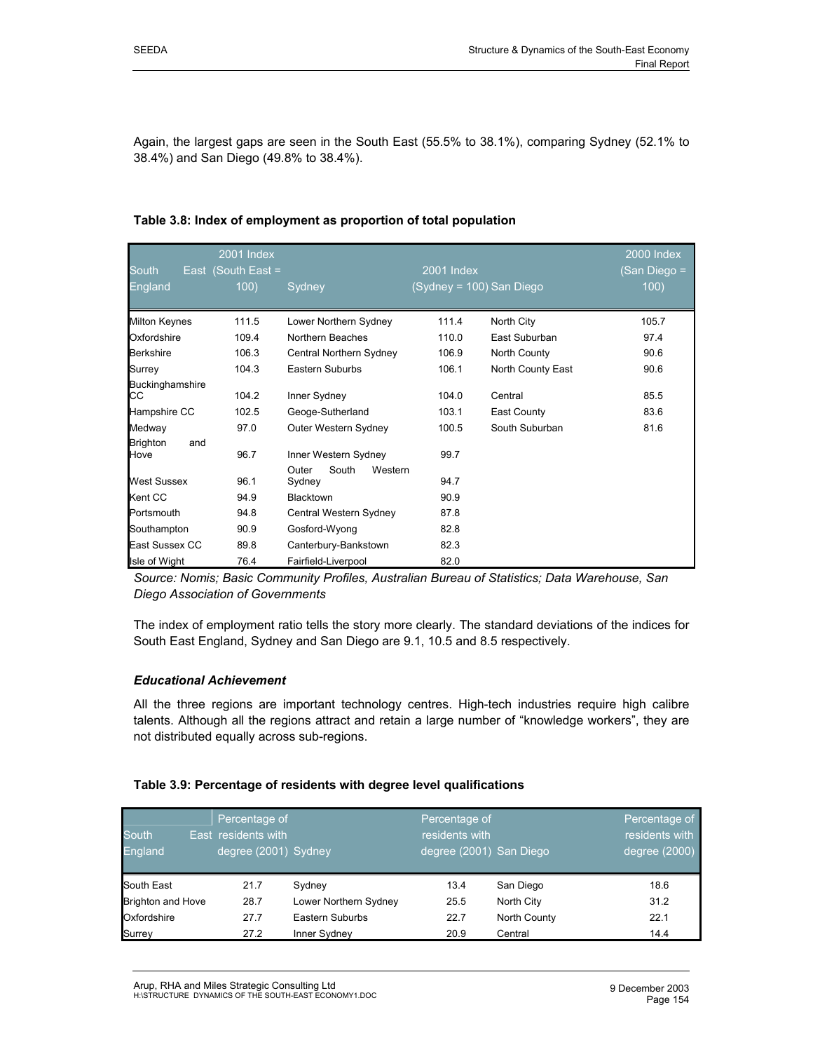Again, the largest gaps are seen in the South East (55.5% to 38.1%), comparing Sydney (52.1% to 38.4%) and San Diego (49.8% to 38.4%).

**Table 3.8: Index of employment as proportion of total population**

| South East England | 2001 Index (South East = 100) | Sydney | 2001 Index (Sydney = 100) | San Diego | 2000 Index (San Diego = 100) |
|---|---|---|---|---|---|
| Milton Keynes | 111.5 | Lower Northern Sydney | 111.4 | North City | 105.7 |
| Oxfordshire | 109.4 | Northern Beaches | 110.0 | East Suburban | 97.4 |
| Berkshire | 106.3 | Central Northern Sydney | 106.9 | North County | 90.6 |
| Surrey | 104.3 | Eastern Suburbs | 106.1 | North County East | 90.6 |
| Buckinghamshire CC | 104.2 | Inner Sydney | 104.0 | Central | 85.5 |
| Hampshire CC | 102.5 | Geoge-Sutherland | 103.1 | East County | 83.6 |
| Medway | 97.0 | Outer Western Sydney | 100.5 | South Suburban | 81.6 |
| Brighton and Hove | 96.7 | Inner Western Sydney | 99.7 | | |
| West Sussex | 96.1 | Outer South Western Sydney | 94.7 | | |
| Kent CC | 94.9 | Blacktown | 90.9 | | |
| Portsmouth | 94.8 | Central Western Sydney | 87.8 | | |
| Southampton | 90.9 | Gosford-Wyong | 82.8 | | |
| East Sussex CC | 89.8 | Canterbury-Bankstown | 82.3 | | |
| Isle of Wight | 76.4 | Fairfield-Liverpool | 82.0 | | |

*Source: Nomis; Basic Community Profiles, Australian Bureau of Statistics; Data Warehouse, San Diego Association of Governments*

The index of employment ratio tells the story more clearly. The standard deviations of the indices for South East England, Sydney and San Diego are 9.1, 10.5 and 8.5 respectively.

### *Educational Achievement*

All the three regions are important technology centres. High-tech industries require high calibre talents. Although all the regions attract and retain a large number of "knowledge workers", they are not distributed equally across sub-regions.

**Table 3.9: Percentage of residents with degree level qualifications**

| South East England | Percentage of residents with degree (2001) | Sydney | Percentage of residents with degree (2001) | San Diego | Percentage of residents with degree (2000) |
|---|---|---|---|---|---|
| South East | 21.7 | Sydney | 13.4 | San Diego | 18.6 |
| Brighton and Hove | 28.7 | Lower Northern Sydney | 25.5 | North City | 31.2 |
| Oxfordshire | 27.7 | Eastern Suburbs | 22.7 | North County | 22.1 |
| Surrey | 27.2 | Inner Sydney | 20.9 | Central | 14.4 |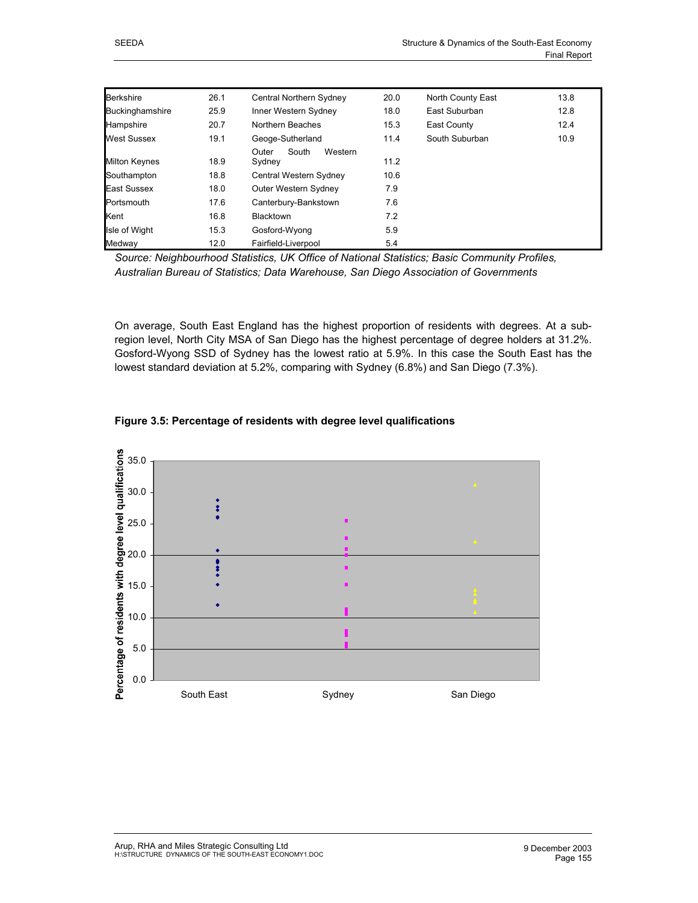| | | | | | |
|---|---|---|---|---|---|
| Berkshire | 26.1 | Central Northern Sydney | 20.0 | North County East | 13.8 |
| Buckinghamshire | 25.9 | Inner Western Sydney | 18.0 | East Suburban | 12.8 |
| Hampshire | 20.7 | Northern Beaches | 15.3 | East County | 12.4 |
| West Sussex | 19.1 | Geoge-Sutherland | 11.4 | South Suburban | 10.9 |
| Milton Keynes | 18.9 | Outer South Western Sydney | 11.2 | | |
| Southampton | 18.8 | Central Western Sydney | 10.6 | | |
| East Sussex | 18.0 | Outer Western Sydney | 7.9 | | |
| Portsmouth | 17.6 | Canterbury-Bankstown | 7.6 | | |
| Kent | 16.8 | Blacktown | 7.2 | | |
| Isle of Wight | 15.3 | Gosford-Wyong | 5.9 | | |
| Medway | 12.0 | Fairfield-Liverpool | 5.4 | | |

*Source: Neighbourhood Statistics, UK Office of National Statistics; Basic Community Profiles, Australian Bureau of Statistics; Data Warehouse, San Diego Association of Governments*

On average, South East England has the highest proportion of residents with degrees. At a sub-region level, North City MSA of San Diego has the highest percentage of degree holders at 31.2%. Gosford-Wyong SSD of Sydney has the lowest ratio at 5.9%. In this case the South East has the lowest standard deviation at 5.2%, comparing with Sydney (6.8%) and San Diego (7.3%).

**Figure 3.5: Percentage of residents with degree level qualifications**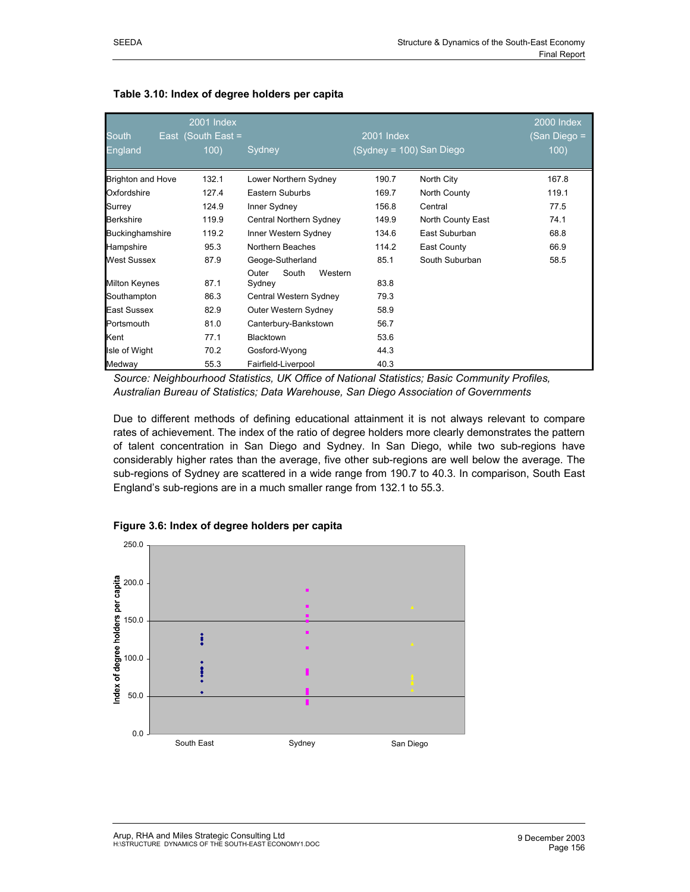**Table 3.10: Index of degree holders per capita**

| South East England | 2001 Index (South East = 100) | Sydney | 2001 Index (Sydney = 100) | San Diego | 2000 Index (San Diego = 100) |
|---|---|---|---|---|---|
| Brighton and Hove | 132.1 | Lower Northern Sydney | 190.7 | North City | 167.8 |
| Oxfordshire | 127.4 | Eastern Suburbs | 169.7 | North County | 119.1 |
| Surrey | 124.9 | Inner Sydney | 156.8 | Central | 77.5 |
| Berkshire | 119.9 | Central Northern Sydney | 149.9 | North County East | 74.1 |
| Buckinghamshire | 119.2 | Inner Western Sydney | 134.6 | East Suburban | 68.8 |
| Hampshire | 95.3 | Northern Beaches | 114.2 | East County | 66.9 |
| West Sussex | 87.9 | Geoge-Sutherland | 85.1 | South Suburban | 58.5 |
| Milton Keynes | 87.1 | Outer South Western Sydney | 83.8 | | |
| Southampton | 86.3 | Central Western Sydney | 79.3 | | |
| East Sussex | 82.9 | Outer Western Sydney | 58.9 | | |
| Portsmouth | 81.0 | Canterbury-Bankstown | 56.7 | | |
| Kent | 77.1 | Blacktown | 53.6 | | |
| Isle of Wight | 70.2 | Gosford-Wyong | 44.3 | | |
| Medway | 55.3 | Fairfield-Liverpool | 40.3 | | |

*Source: Neighbourhood Statistics, UK Office of National Statistics; Basic Community Profiles, Australian Bureau of Statistics; Data Warehouse, San Diego Association of Governments*

Due to different methods of defining educational attainment it is not always relevant to compare rates of achievement. The index of the ratio of degree holders more clearly demonstrates the pattern of talent concentration in San Diego and Sydney. In San Diego, while two sub-regions have considerably higher rates than the average, five other sub-regions are well below the average. The sub-regions of Sydney are scattered in a wide range from 190.7 to 40.3. In comparison, South East England's sub-regions are in a much smaller range from 132.1 to 55.3.

**Figure 3.6: Index of degree holders per capita**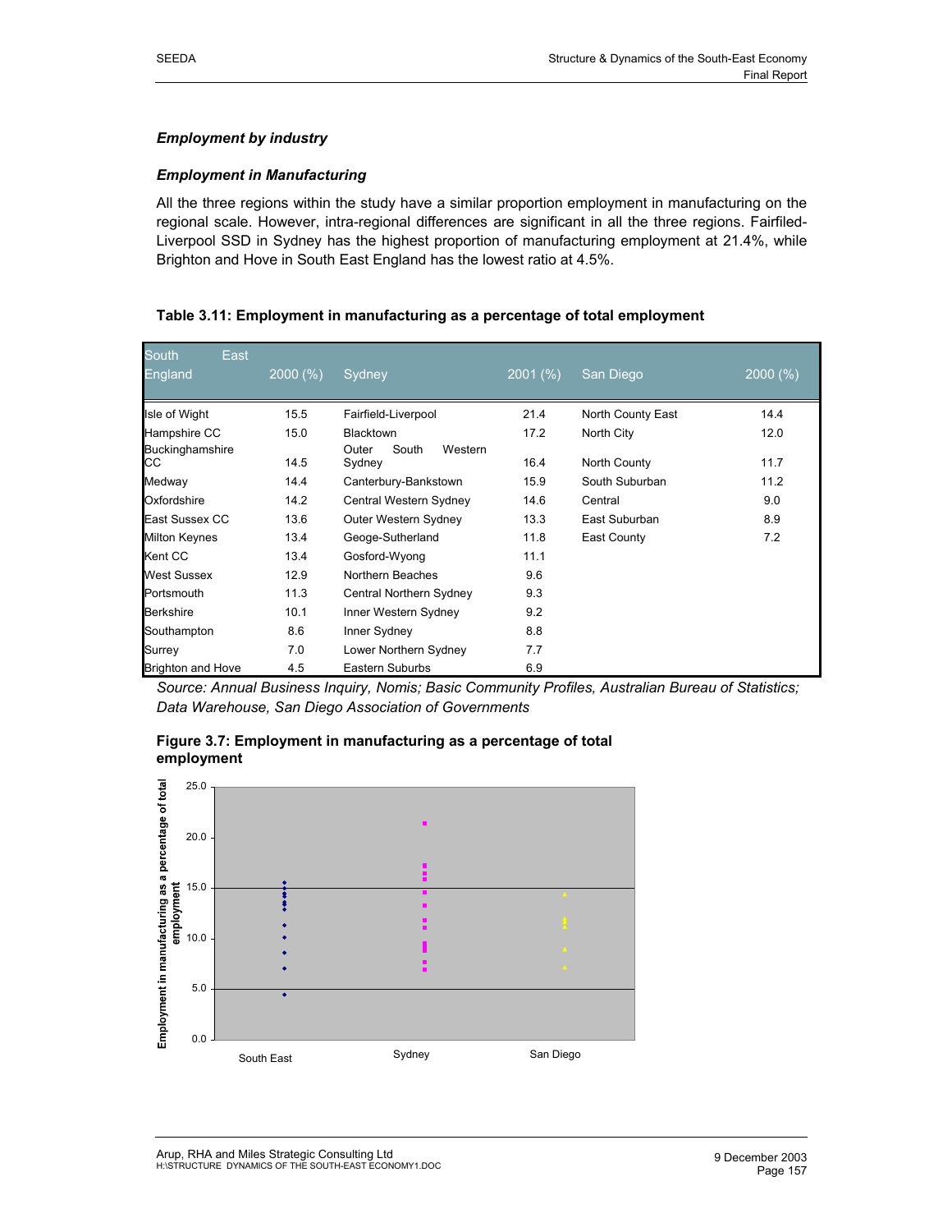### *Employment by industry*

### *Employment in Manufacturing*

All the three regions within the study have a similar proportion employment in manufacturing on the regional scale. However, intra-regional differences are significant in all the three regions. Fairfiled-Liverpool SSD in Sydney has the highest proportion of manufacturing employment at 21.4%, while Brighton and Hove in South East England has the lowest ratio at 4.5%.

**Table 3.11: Employment in manufacturing as a percentage of total employment**

| South East England | 2000 (%) | Sydney | 2001 (%) | San Diego | 2000 (%) |
|---|---|---|---|---|---|
| Isle of Wight | 15.5 | Fairfield-Liverpool | 21.4 | North County East | 14.4 |
| Hampshire CC | 15.0 | Blacktown | 17.2 | North City | 12.0 |
| Buckinghamshire CC | 14.5 | Outer South Western Sydney | 16.4 | North County | 11.7 |
| Medway | 14.4 | Canterbury-Bankstown | 15.9 | South Suburban | 11.2 |
| Oxfordshire | 14.2 | Central Western Sydney | 14.6 | Central | 9.0 |
| East Sussex CC | 13.6 | Outer Western Sydney | 13.3 | East Suburban | 8.9 |
| Milton Keynes | 13.4 | Geoge-Sutherland | 11.8 | East County | 7.2 |
| Kent CC | 13.4 | Gosford-Wyong | 11.1 | | |
| West Sussex | 12.9 | Northern Beaches | 9.6 | | |
| Portsmouth | 11.3 | Central Northern Sydney | 9.3 | | |
| Berkshire | 10.1 | Inner Western Sydney | 9.2 | | |
| Southampton | 8.6 | Inner Sydney | 8.8 | | |
| Surrey | 7.0 | Lower Northern Sydney | 7.7 | | |
| Brighton and Hove | 4.5 | Eastern Suburbs | 6.9 | | |

*Source: Annual Business Inquiry, Nomis; Basic Community Profiles, Australian Bureau of Statistics; Data Warehouse, San Diego Association of Governments*

**Figure 3.7: Employment in manufacturing as a percentage of total employment**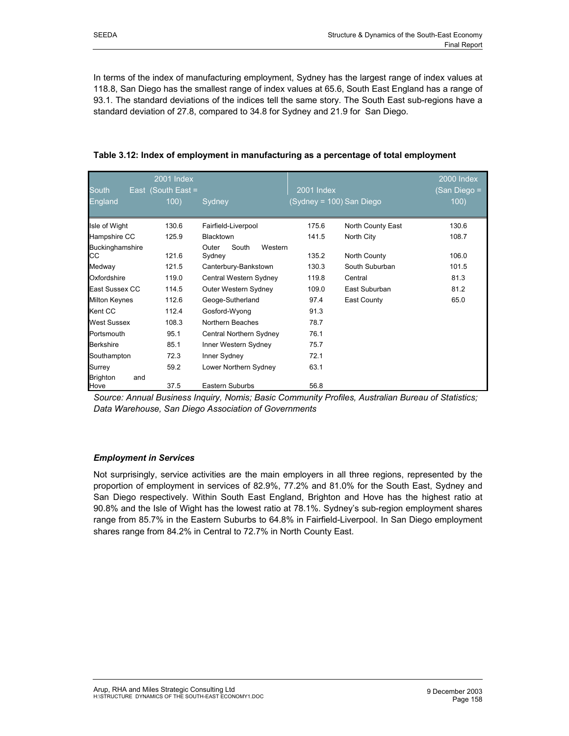In terms of the index of manufacturing employment, Sydney has the largest range of index values at 118.8, San Diego has the smallest range of index values at 65.6, South East England has a range of 93.1. The standard deviations of the indices tell the same story. The South East sub-regions have a standard deviation of 27.8, compared to 34.8 for Sydney and 21.9 for San Diego.

**Table 3.12: Index of employment in manufacturing as a percentage of total employment**

| South East England | 2001 Index (South East = 100) | Sydney | 2001 Index (Sydney = 100) | San Diego | 2000 Index (San Diego = 100) |
|---|---|---|---|---|---|
| Isle of Wight | 130.6 | Fairfield-Liverpool | 175.6 | North County East | 130.6 |
| Hampshire CC | 125.9 | Blacktown | 141.5 | North City | 108.7 |
| Buckinghamshire CC | 121.6 | Outer South Western Sydney | 135.2 | North County | 106.0 |
| Medway | 121.5 | Canterbury-Bankstown | 130.3 | South Suburban | 101.5 |
| Oxfordshire | 119.0 | Central Western Sydney | 119.8 | Central | 81.3 |
| East Sussex CC | 114.5 | Outer Western Sydney | 109.0 | East Suburban | 81.2 |
| Milton Keynes | 112.6 | Geoge-Sutherland | 97.4 | East County | 65.0 |
| Kent CC | 112.4 | Gosford-Wyong | 91.3 | | |
| West Sussex | 108.3 | Northern Beaches | 78.7 | | |
| Portsmouth | 95.1 | Central Northern Sydney | 76.1 | | |
| Berkshire | 85.1 | Inner Western Sydney | 75.7 | | |
| Southampton | 72.3 | Inner Sydney | 72.1 | | |
| Surrey | 59.2 | Lower Northern Sydney | 63.1 | | |
| Brighton and Hove | 37.5 | Eastern Suburbs | 56.8 | | |

*Source: Annual Business Inquiry, Nomis; Basic Community Profiles, Australian Bureau of Statistics; Data Warehouse, San Diego Association of Governments*

***Employment in Services***

Not surprisingly, service activities are the main employers in all three regions, represented by the proportion of employment in services of 82.9%, 77.2% and 81.0% for the South East, Sydney and San Diego respectively. Within South East England, Brighton and Hove has the highest ratio at 90.8% and the Isle of Wight has the lowest ratio at 78.1%. Sydney's sub-region employment shares range from 85.7% in the Eastern Suburbs to 64.8% in Fairfield-Liverpool. In San Diego employment shares range from 84.2% in Central to 72.7% in North County East.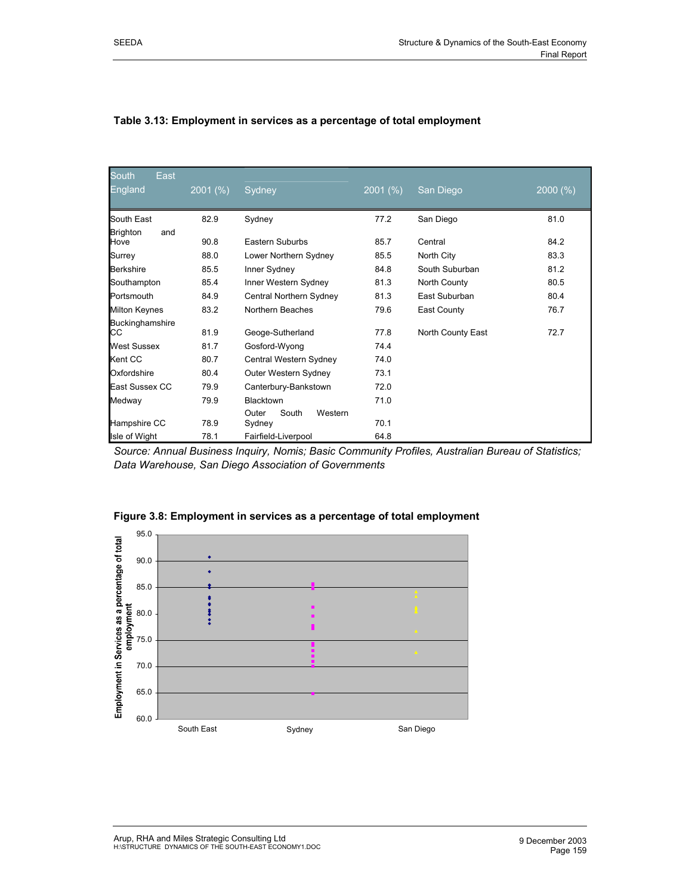**Table 3.13: Employment in services as a percentage of total employment**

| South East England | 2001 (%) | Sydney | 2001 (%) | San Diego | 2000 (%) |
|---|---|---|---|---|---|
| South East | 82.9 | Sydney | 77.2 | San Diego | 81.0 |
| Brighton and Hove | 90.8 | Eastern Suburbs | 85.7 | Central | 84.2 |
| Surrey | 88.0 | Lower Northern Sydney | 85.5 | North City | 83.3 |
| Berkshire | 85.5 | Inner Sydney | 84.8 | South Suburban | 81.2 |
| Southampton | 85.4 | Inner Western Sydney | 81.3 | North County | 80.5 |
| Portsmouth | 84.9 | Central Northern Sydney | 81.3 | East Suburban | 80.4 |
| Milton Keynes | 83.2 | Northern Beaches | 79.6 | East County | 76.7 |
| Buckinghamshire CC | 81.9 | Geoge-Sutherland | 77.8 | North County East | 72.7 |
| West Sussex | 81.7 | Gosford-Wyong | 74.4 | | |
| Kent CC | 80.7 | Central Western Sydney | 74.0 | | |
| Oxfordshire | 80.4 | Outer Western Sydney | 73.1 | | |
| East Sussex CC | 79.9 | Canterbury-Bankstown | 72.0 | | |
| Medway | 79.9 | Blacktown | 71.0 | | |
| Hampshire CC | 78.9 | Outer South Western Sydney | 70.1 | | |
| Isle of Wight | 78.1 | Fairfield-Liverpool | 64.8 | | |

*Source: Annual Business Inquiry, Nomis; Basic Community Profiles, Australian Bureau of Statistics; Data Warehouse, San Diego Association of Governments*

**Figure 3.8: Employment in services as a percentage of total employment**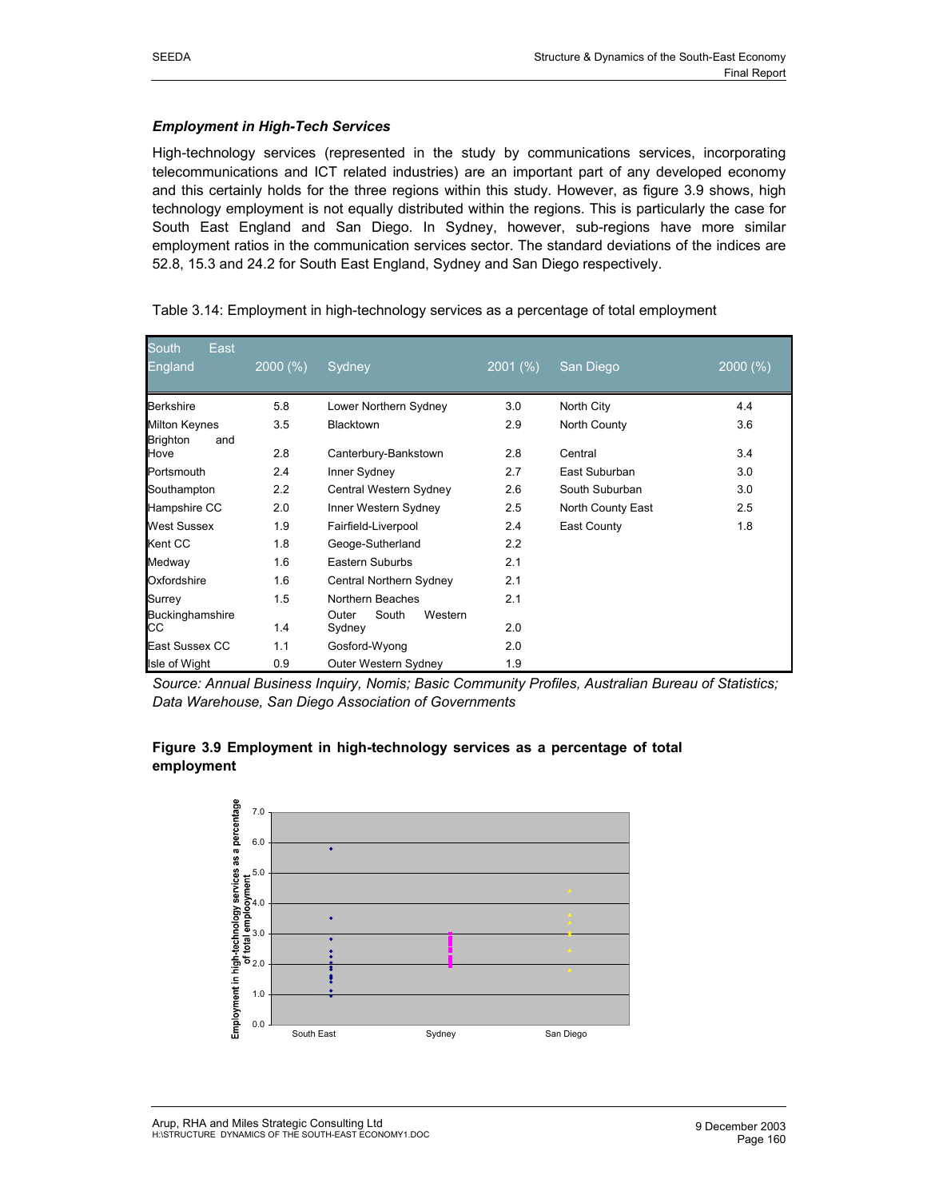### *Employment in High-Tech Services*

High-technology services (represented in the study by communications services, incorporating telecommunications and ICT related industries) are an important part of any developed economy and this certainly holds for the three regions within this study. However, as figure 3.9 shows, high technology employment is not equally distributed within the regions. This is particularly the case for South East England and San Diego. In Sydney, however, sub-regions have more similar employment ratios in the communication services sector. The standard deviations of the indices are 52.8, 15.3 and 24.2 for South East England, Sydney and San Diego respectively.

Table 3.14: Employment in high-technology services as a percentage of total employment

| South East England | 2000 (%) | Sydney | 2001 (%) | San Diego | 2000 (%) |
|---|---|---|---|---|---|
| Berkshire | 5.8 | Lower Northern Sydney | 3.0 | North City | 4.4 |
| Milton Keynes | 3.5 | Blacktown | 2.9 | North County | 3.6 |
| Brighton and Hove | 2.8 | Canterbury-Bankstown | 2.8 | Central | 3.4 |
| Portsmouth | 2.4 | Inner Sydney | 2.7 | East Suburban | 3.0 |
| Southampton | 2.2 | Central Western Sydney | 2.6 | South Suburban | 3.0 |
| Hampshire CC | 2.0 | Inner Western Sydney | 2.5 | North County East | 2.5 |
| West Sussex | 1.9 | Fairfield-Liverpool | 2.4 | East County | 1.8 |
| Kent CC | 1.8 | Geoge-Sutherland | 2.2 | | |
| Medway | 1.6 | Eastern Suburbs | 2.1 | | |
| Oxfordshire | 1.6 | Central Northern Sydney | 2.1 | | |
| Surrey | 1.5 | Northern Beaches | 2.1 | | |
| Buckinghamshire CC | 1.4 | Outer South Western Sydney | 2.0 | | |
| East Sussex CC | 1.1 | Gosford-Wyong | 2.0 | | |
| Isle of Wight | 0.9 | Outer Western Sydney | 1.9 | | |

*Source: Annual Business Inquiry, Nomis; Basic Community Profiles, Australian Bureau of Statistics; Data Warehouse, San Diego Association of Governments*

**Figure 3.9 Employment in high-technology services as a percentage of total employment**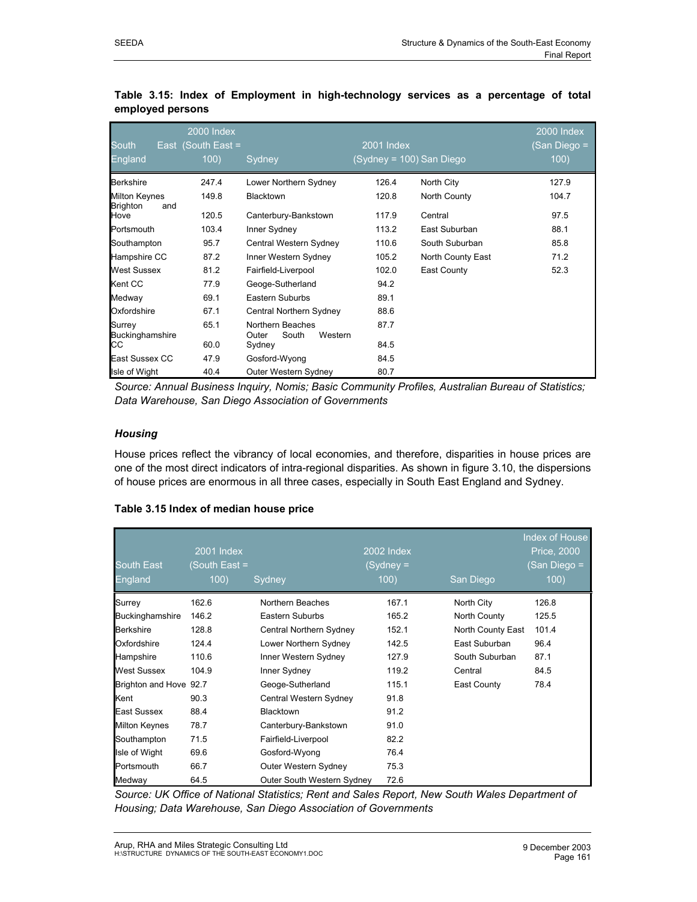**Table 3.15: Index of Employment in high-technology services as a percentage of total employed persons**

| South East England | 2000 Index (South East = 100) | Sydney | 2001 Index (Sydney = 100) | San Diego | 2000 Index (San Diego = 100) |
|---|---|---|---|---|---|
| Berkshire | 247.4 | Lower Northern Sydney | 126.4 | North City | 127.9 |
| Milton Keynes | 149.8 | Blacktown | 120.8 | North County | 104.7 |
| Brighton and Hove | 120.5 | Canterbury-Bankstown | 117.9 | Central | 97.5 |
| Portsmouth | 103.4 | Inner Sydney | 113.2 | East Suburban | 88.1 |
| Southampton | 95.7 | Central Western Sydney | 110.6 | South Suburban | 85.8 |
| Hampshire CC | 87.2 | Inner Western Sydney | 105.2 | North County East | 71.2 |
| West Sussex | 81.2 | Fairfield-Liverpool | 102.0 | East County | 52.3 |
| Kent CC | 77.9 | Geoge-Sutherland | 94.2 | | |
| Medway | 69.1 | Eastern Suburbs | 89.1 | | |
| Oxfordshire | 67.1 | Central Northern Sydney | 88.6 | | |
| Surrey | 65.1 | Northern Beaches | 87.7 | | |
| Buckinghamshire CC | 60.0 | Outer South Western Sydney | 84.5 | | |
| East Sussex CC | 47.9 | Gosford-Wyong | 84.5 | | |
| Isle of Wight | 40.4 | Outer Western Sydney | 80.7 | | |

*Source: Annual Business Inquiry, Nomis; Basic Community Profiles, Australian Bureau of Statistics; Data Warehouse, San Diego Association of Governments*

### *Housing*

House prices reflect the vibrancy of local economies, and therefore, disparities in house prices are one of the most direct indicators of intra-regional disparities. As shown in figure 3.10, the dispersions of house prices are enormous in all three cases, especially in South East England and Sydney.

**Table 3.15 Index of median house price**

| South East England | 2001 Index (South East = 100) | Sydney | 2002 Index (Sydney = 100) | San Diego | Index of House Price, 2000 (San Diego = 100) |
|---|---|---|---|---|---|
| Surrey | 162.6 | Northern Beaches | 167.1 | North City | 126.8 |
| Buckinghamshire | 146.2 | Eastern Suburbs | 165.2 | North County | 125.5 |
| Berkshire | 128.8 | Central Northern Sydney | 152.1 | North County East | 101.4 |
| Oxfordshire | 124.4 | Lower Northern Sydney | 142.5 | East Suburban | 96.4 |
| Hampshire | 110.6 | Inner Western Sydney | 127.9 | South Suburban | 87.1 |
| West Sussex | 104.9 | Inner Sydney | 119.2 | Central | 84.5 |
| Brighton and Hove | 92.7 | Geoge-Sutherland | 115.1 | East County | 78.4 |
| Kent | 90.3 | Central Western Sydney | 91.8 | | |
| East Sussex | 88.4 | Blacktown | 91.2 | | |
| Milton Keynes | 78.7 | Canterbury-Bankstown | 91.0 | | |
| Southampton | 71.5 | Fairfield-Liverpool | 82.2 | | |
| Isle of Wight | 69.6 | Gosford-Wyong | 76.4 | | |
| Portsmouth | 66.7 | Outer Western Sydney | 75.3 | | |
| Medway | 64.5 | Outer South Western Sydney | 72.6 | | |

*Source: UK Office of National Statistics; Rent and Sales Report, New South Wales Department of Housing; Data Warehouse, San Diego Association of Governments*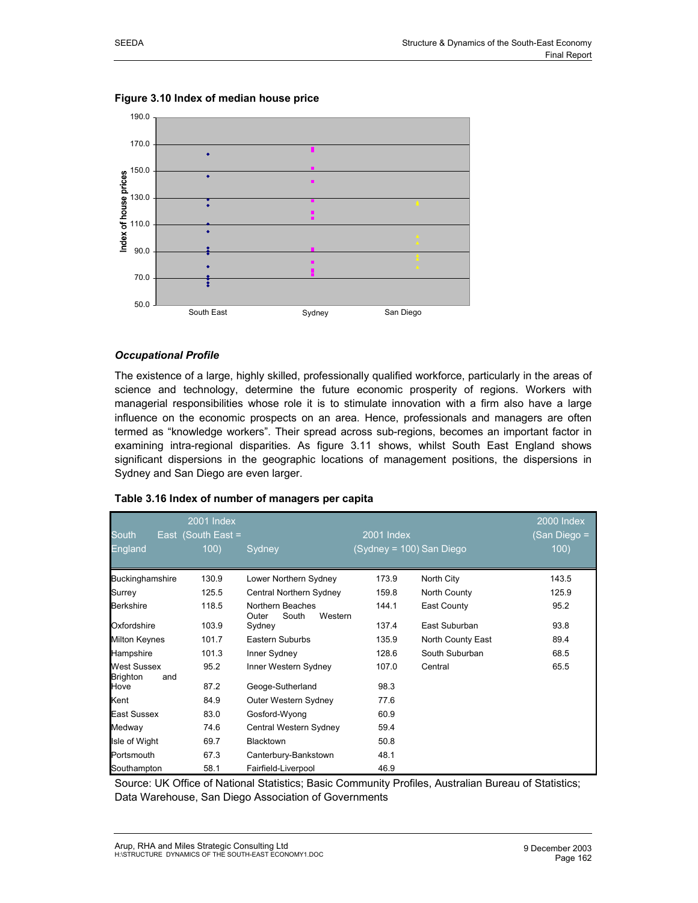**Figure 3.10 Index of median house price**

### *Occupational Profile*

The existence of a large, highly skilled, professionally qualified workforce, particularly in the areas of science and technology, determine the future economic prosperity of regions. Workers with managerial responsibilities whose role it is to stimulate innovation with a firm also have a large influence on the economic prospects on an area. Hence, professionals and managers are often termed as "knowledge workers". Their spread across sub-regions, becomes an important factor in examining intra-regional disparities. As figure 3.11 shows, whilst South East England shows significant dispersions in the geographic locations of management positions, the dispersions in Sydney and San Diego are even larger.

**Table 3.16 Index of number of managers per capita**

| South East England | 2001 Index (South East = 100) | Sydney | 2001 Index (Sydney = 100) | San Diego | 2000 Index (San Diego = 100) |
|---|---|---|---|---|---|
| Buckinghamshire | 130.9 | Lower Northern Sydney | 173.9 | North City | 143.5 |
| Surrey | 125.5 | Central Northern Sydney | 159.8 | North County | 125.9 |
| Berkshire | 118.5 | Northern Beaches | 144.1 | East County | 95.2 |
| Oxfordshire | 103.9 | Outer South Western Sydney | 137.4 | East Suburban | 93.8 |
| Milton Keynes | 101.7 | Eastern Suburbs | 135.9 | North County East | 89.4 |
| Hampshire | 101.3 | Inner Sydney | 128.6 | South Suburban | 68.5 |
| West Sussex | 95.2 | Inner Western Sydney | 107.0 | Central | 65.5 |
| Brighton and Hove | 87.2 | Geoge-Sutherland | 98.3 | | |
| Kent | 84.9 | Outer Western Sydney | 77.6 | | |
| East Sussex | 83.0 | Gosford-Wyong | 60.9 | | |
| Medway | 74.6 | Central Western Sydney | 59.4 | | |
| Isle of Wight | 69.7 | Blacktown | 50.8 | | |
| Portsmouth | 67.3 | Canterbury-Bankstown | 48.1 | | |
| Southampton | 58.1 | Fairfield-Liverpool | 46.9 | | |

Source: UK Office of National Statistics; Basic Community Profiles, Australian Bureau of Statistics; Data Warehouse, San Diego Association of Governments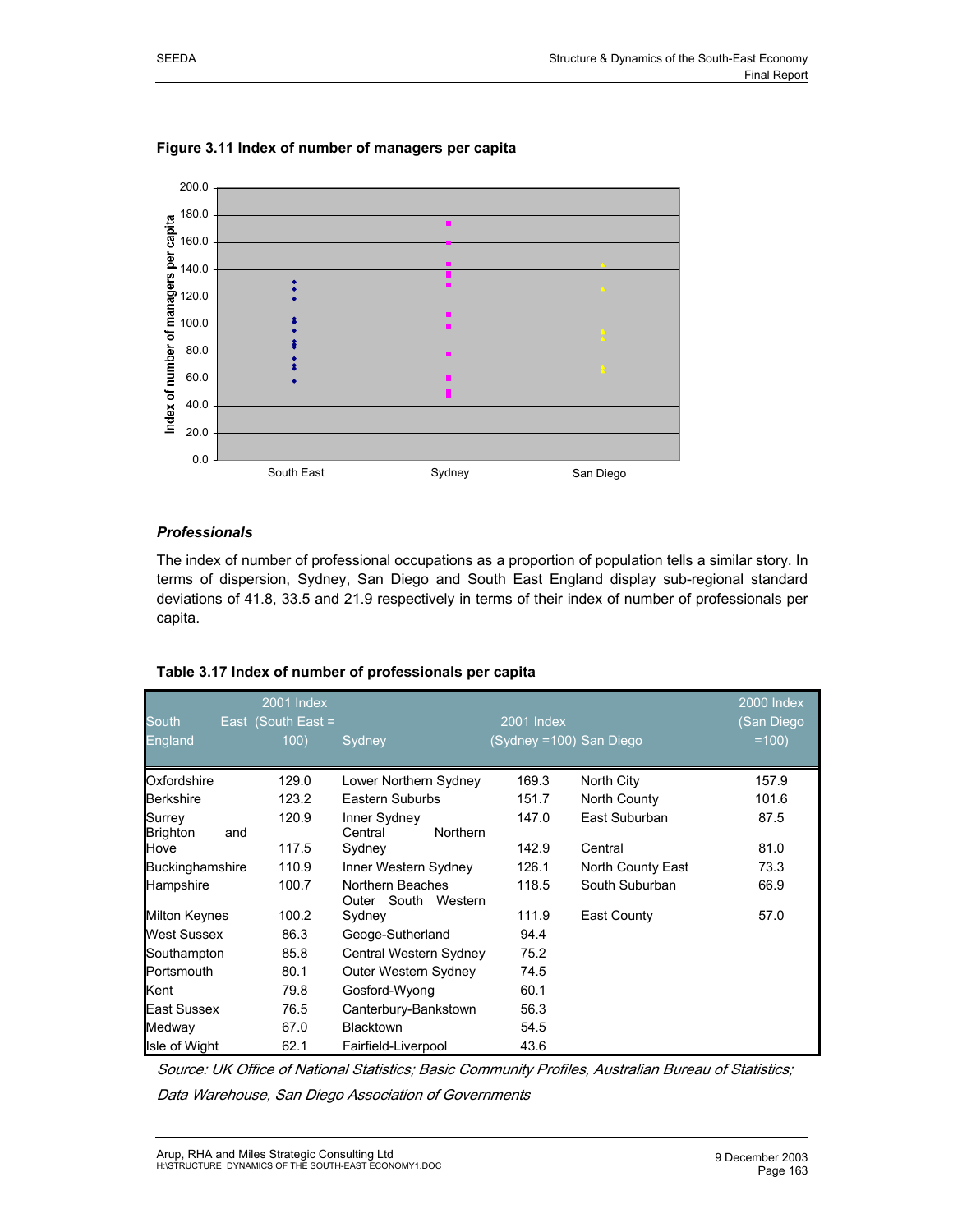**Figure 3.11 Index of number of managers per capita**

### *Professionals*

The index of number of professional occupations as a proportion of population tells a similar story. In terms of dispersion, Sydney, San Diego and South East England display sub-regional standard deviations of 41.8, 33.5 and 21.9 respectively in terms of their index of number of professionals per capita.

**Table 3.17 Index of number of professionals per capita**

| South East England | 2001 Index (South East = 100) | Sydney | 2001 Index (Sydney =100) | San Diego | 2000 Index (San Diego =100) |
|---|---|---|---|---|---|
| Oxfordshire | 129.0 | Lower Northern Sydney | 169.3 | North City | 157.9 |
| Berkshire | 123.2 | Eastern Suburbs | 151.7 | North County | 101.6 |
| Surrey | 120.9 | Inner Sydney | 147.0 | East Suburban | 87.5 |
| Brighton and Hove | 117.5 | Central Northern Sydney | 142.9 | Central | 81.0 |
| Buckinghamshire | 110.9 | Inner Western Sydney | 126.1 | North County East | 73.3 |
| Hampshire | 100.7 | Northern Beaches | 118.5 | South Suburban | 66.9 |
| Milton Keynes | 100.2 | Outer South Western Sydney | 111.9 | East County | 57.0 |
| West Sussex | 86.3 | Geoge-Sutherland | 94.4 | | |
| Southampton | 85.8 | Central Western Sydney | 75.2 | | |
| Portsmouth | 80.1 | Outer Western Sydney | 74.5 | | |
| Kent | 79.8 | Gosford-Wyong | 60.1 | | |
| East Sussex | 76.5 | Canterbury-Bankstown | 56.3 | | |
| Medway | 67.0 | Blacktown | 54.5 | | |
| Isle of Wight | 62.1 | Fairfield-Liverpool | 43.6 | | |

*Source: UK Office of National Statistics; Basic Community Profiles, Australian Bureau of Statistics; Data Warehouse, San Diego Association of Governments*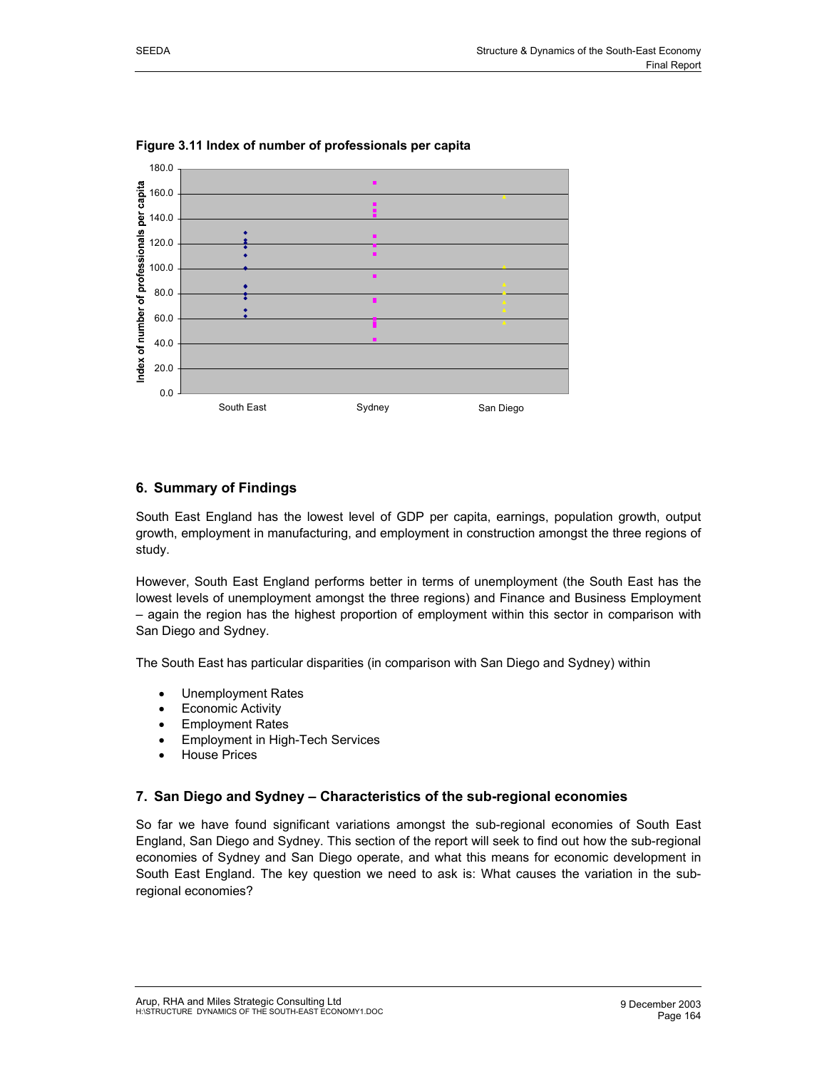**Figure 3.11 Index of number of professionals per capita**

## 6. Summary of Findings

South East England has the lowest level of GDP per capita, earnings, population growth, output growth, employment in manufacturing, and employment in construction amongst the three regions of study.

However, South East England performs better in terms of unemployment (the South East has the lowest levels of unemployment amongst the three regions) and Finance and Business Employment – again the region has the highest proportion of employment within this sector in comparison with San Diego and Sydney.

The South East has particular disparities (in comparison with San Diego and Sydney) within

- Unemployment Rates
- Economic Activity
- Employment Rates
- Employment in High-Tech Services
- House Prices

## 7. San Diego and Sydney – Characteristics of the sub-regional economies

So far we have found significant variations amongst the sub-regional economies of South East England, San Diego and Sydney. This section of the report will seek to find out how the sub-regional economies of Sydney and San Diego operate, and what this means for economic development in South East England. The key question we need to ask is: What causes the variation in the sub-regional economies?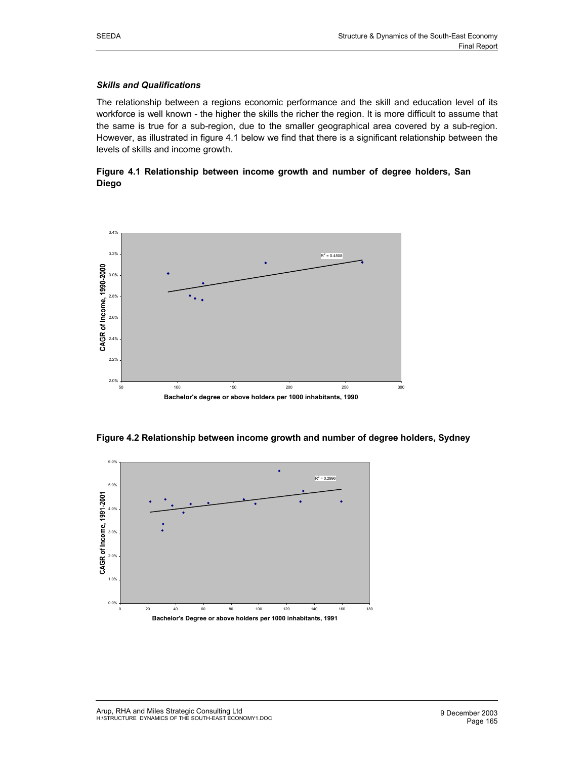### *Skills and Qualifications*

The relationship between a regions economic performance and the skill and education level of its workforce is well known - the higher the skills the richer the region. It is more difficult to assume that the same is true for a sub-region, due to the smaller geographical area covered by a sub-region. However, as illustrated in figure 4.1 below we find that there is a significant relationship between the levels of skills and income growth.

**Figure 4.1 Relationship between income growth and number of degree holders, San Diego**

**Figure 4.2 Relationship between income growth and number of degree holders, Sydney**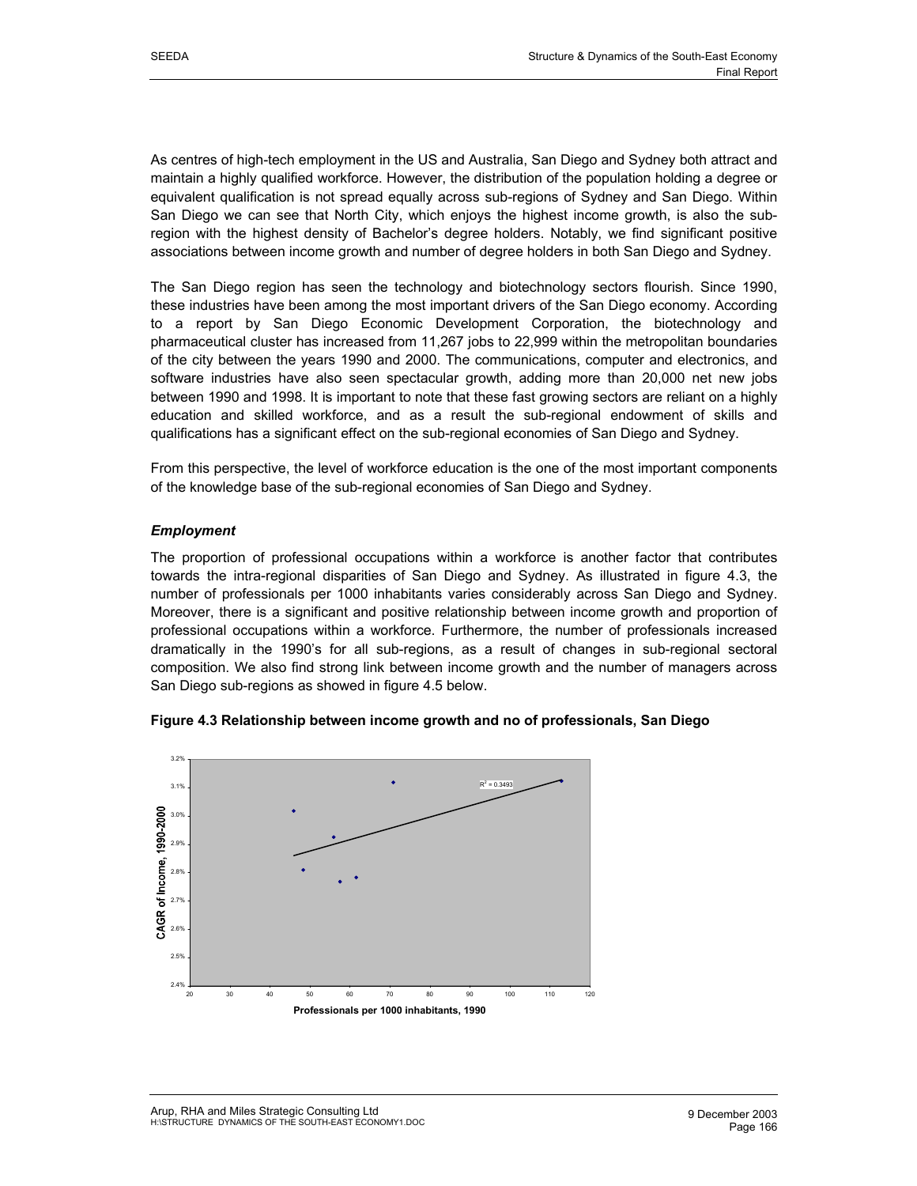As centres of high-tech employment in the US and Australia, San Diego and Sydney both attract and maintain a highly qualified workforce. However, the distribution of the population holding a degree or equivalent qualification is not spread equally across sub-regions of Sydney and San Diego. Within San Diego we can see that North City, which enjoys the highest income growth, is also the sub-region with the highest density of Bachelor's degree holders. Notably, we find significant positive associations between income growth and number of degree holders in both San Diego and Sydney.

The San Diego region has seen the technology and biotechnology sectors flourish. Since 1990, these industries have been among the most important drivers of the San Diego economy. According to a report by San Diego Economic Development Corporation, the biotechnology and pharmaceutical cluster has increased from 11,267 jobs to 22,999 within the metropolitan boundaries of the city between the years 1990 and 2000. The communications, computer and electronics, and software industries have also seen spectacular growth, adding more than 20,000 net new jobs between 1990 and 1998. It is important to note that these fast growing sectors are reliant on a highly education and skilled workforce, and as a result the sub-regional endowment of skills and qualifications has a significant effect on the sub-regional economies of San Diego and Sydney.

From this perspective, the level of workforce education is the one of the most important components of the knowledge base of the sub-regional economies of San Diego and Sydney.

### *Employment*

The proportion of professional occupations within a workforce is another factor that contributes towards the intra-regional disparities of San Diego and Sydney. As illustrated in figure 4.3, the number of professionals per 1000 inhabitants varies considerably across San Diego and Sydney. Moreover, there is a significant and positive relationship between income growth and proportion of professional occupations within a workforce. Furthermore, the number of professionals increased dramatically in the 1990's for all sub-regions, as a result of changes in sub-regional sectoral composition. We also find strong link between income growth and the number of managers across San Diego sub-regions as showed in figure 4.5 below.

**Figure 4.3 Relationship between income growth and no of professionals, San Diego**

$R^2 = 0.3493$

CAGR of Income, 1990-2000

Professionals per 1000 inhabitants, 1990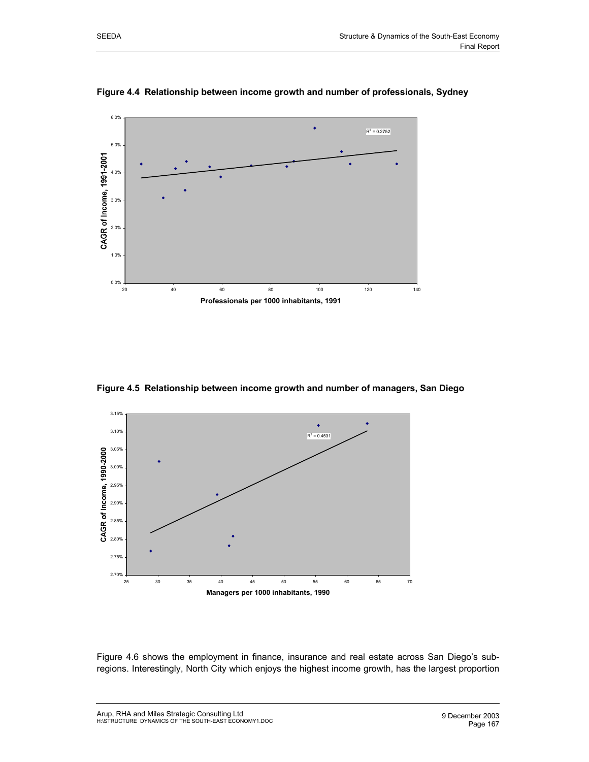**Figure 4.4 Relationship between income growth and number of professionals, Sydney**

**Figure 4.5 Relationship between income growth and number of managers, San Diego**

Figure 4.6 shows the employment in finance, insurance and real estate across San Diego's sub-regions. Interestingly, North City which enjoys the highest income growth, has the largest proportion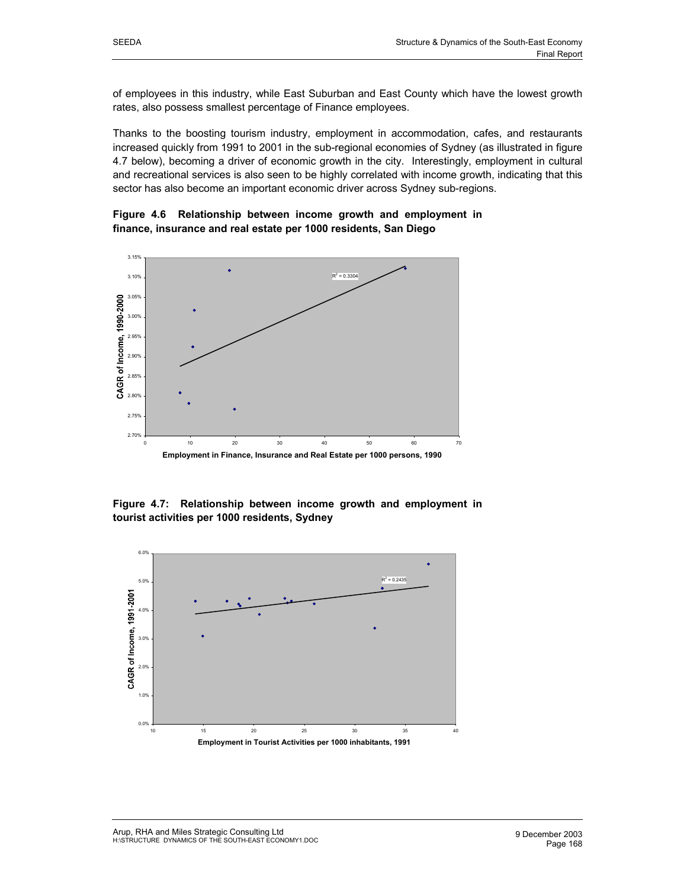of employees in this industry, while East Suburban and East County which have the lowest growth rates, also possess smallest percentage of Finance employees.

Thanks to the boosting tourism industry, employment in accommodation, cafes, and restaurants increased quickly from 1991 to 2001 in the sub-regional economies of Sydney (as illustrated in figure 4.7 below), becoming a driver of economic growth in the city. Interestingly, employment in cultural and recreational services is also seen to be highly correlated with income growth, indicating that this sector has also become an important economic driver across Sydney sub-regions.

**Figure 4.6 Relationship between income growth and employment in finance, insurance and real estate per 1000 residents, San Diego**

$R^2 = 0.3304$

CAGR of Income, 1990-2000

Employment in Finance, Insurance and Real Estate per 1000 persons, 1990

**Figure 4.7: Relationship between income growth and employment in tourist activities per 1000 residents, Sydney**

$R^2 = 0.2435$

CAGR of Income, 1991-2001

Employment in Tourist Activities per 1000 inhabitants, 1991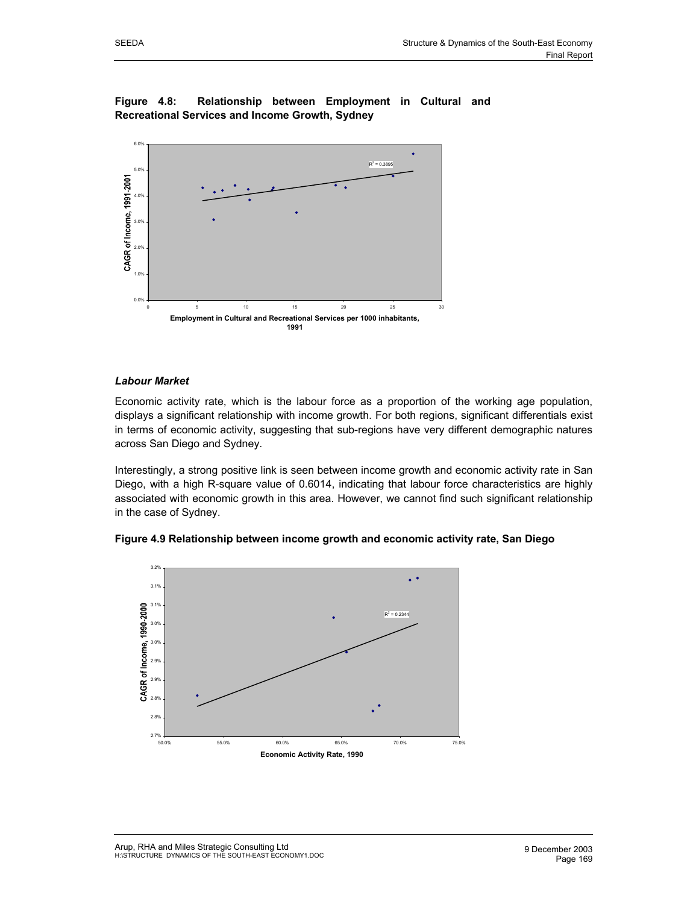**Figure 4.8: Relationship between Employment in Cultural and Recreational Services and Income Growth, Sydney**

**Labour Market**

*Labour Market*

Economic activity rate, which is the labour force as a proportion of the working age population, displays a significant relationship with income growth. For both regions, significant differentials exist in terms of economic activity, suggesting that sub-regions have very different demographic natures across San Diego and Sydney.

Interestingly, a strong positive link is seen between income growth and economic activity rate in San Diego, with a high R-square value of 0.6014, indicating that labour force characteristics are highly associated with economic growth in this area. However, we cannot find such significant relationship in the case of Sydney.

**Figure 4.9 Relationship between income growth and economic activity rate, San Diego**

**Figure 4.8: Relationship between Employment in Cultural and Recreational Services and Income Growth, Sydney**

### *Labour Market*

Economic activity rate, which is the labour force as a proportion of the working age population, displays a significant relationship with income growth. For both regions, significant differentials exist in terms of economic activity, suggesting that sub-regions have very different demographic natures across San Diego and Sydney.

Interestingly, a strong positive link is seen between income growth and economic activity rate in San Diego, with a high R-square value of 0.6014, indicating that labour force characteristics are highly associated with economic growth in this area. However, we cannot find such significant relationship in the case of Sydney.

**Figure 4.9 Relationship between income growth and economic activity rate, San Diego**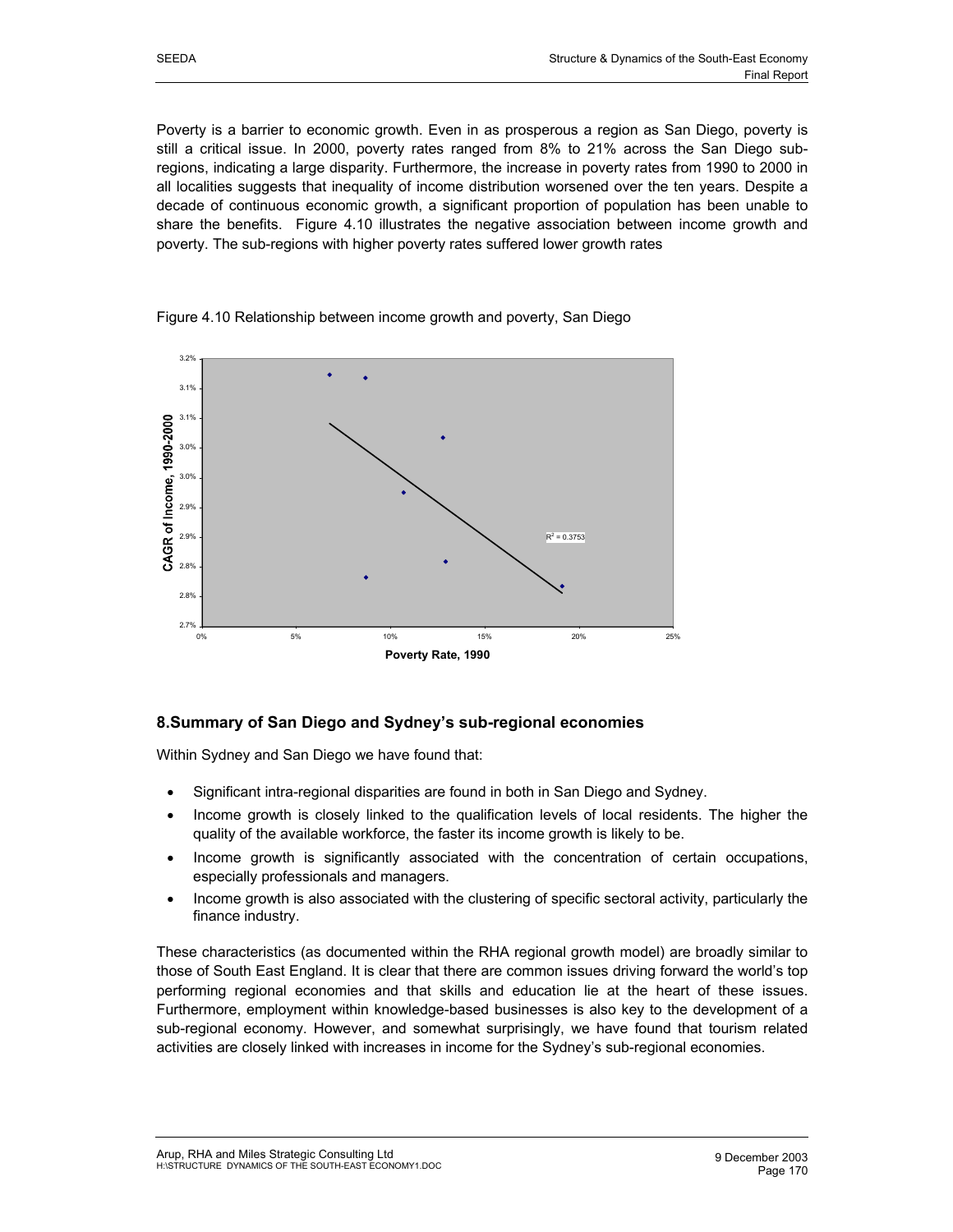Poverty is a barrier to economic growth. Even in as prosperous a region as San Diego, poverty is still a critical issue. In 2000, poverty rates ranged from 8% to 21% across the San Diego sub-regions, indicating a large disparity. Furthermore, the increase in poverty rates from 1990 to 2000 in all localities suggests that inequality of income distribution worsened over the ten years. Despite a decade of continuous economic growth, a significant proportion of population has been unable to share the benefits. Figure 4.10 illustrates the negative association between income growth and poverty. The sub-regions with higher poverty rates suffered lower growth rates

Figure 4.10 Relationship between income growth and poverty, San Diego

## 8.Summary of San Diego and Sydney's sub-regional economies

Within Sydney and San Diego we have found that:

- Significant intra-regional disparities are found in both in San Diego and Sydney.
- Income growth is closely linked to the qualification levels of local residents. The higher the quality of the available workforce, the faster its income growth is likely to be.
- Income growth is significantly associated with the concentration of certain occupations, especially professionals and managers.
- Income growth is also associated with the clustering of specific sectoral activity, particularly the finance industry.

These characteristics (as documented within the RHA regional growth model) are broadly similar to those of South East England. It is clear that there are common issues driving forward the world's top performing regional economies and that skills and education lie at the heart of these issues. Furthermore, employment within knowledge-based businesses is also key to the development of a sub-regional economy. However, and somewhat surprisingly, we have found that tourism related activities are closely linked with increases in income for the Sydney's sub-regional economies.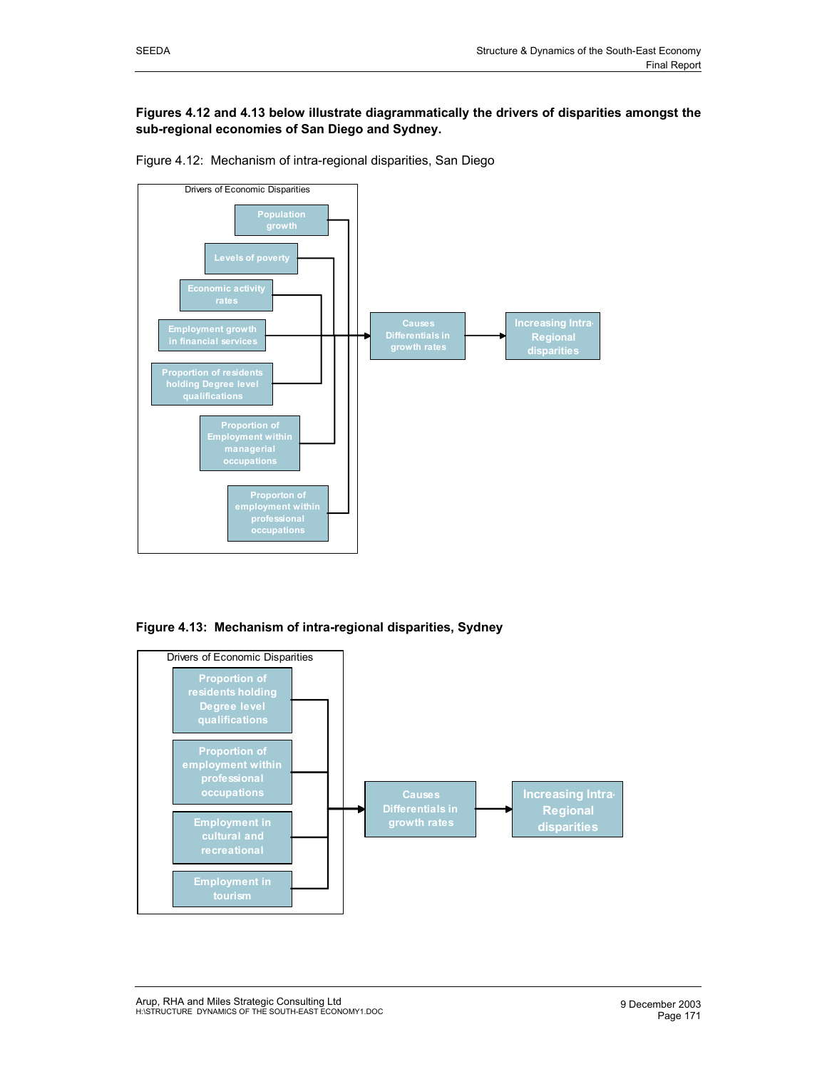**Figures 4.12 and 4.13 below illustrate diagrammatically the drivers of disparities amongst the sub-regional economies of San Diego and Sydney.**

Figure 4.12: Mechanism of intra-regional disparities, San Diego

Drivers of Economic Disparities

- Population growth
- Levels of poverty
- Economic activity rates
- Employment growth in financial services
- Proportion of residents holding Degree level qualifications
- Proportion of Employment within managerial occupations
- Proporton of employment within professional occupations

→ Causes Differentials in growth rates → Increasing Intra-Regional disparities

**Figure 4.13: Mechanism of intra-regional disparities, Sydney**

Drivers of Economic Disparities

- Proportion of residents holding Degree level qualifications
- Proportion of employment within professional occupations
- Employment in cultural and recreational
- Employment in tourism

→ Causes Differentials in growth rates → Increasing Intra-Regional disparities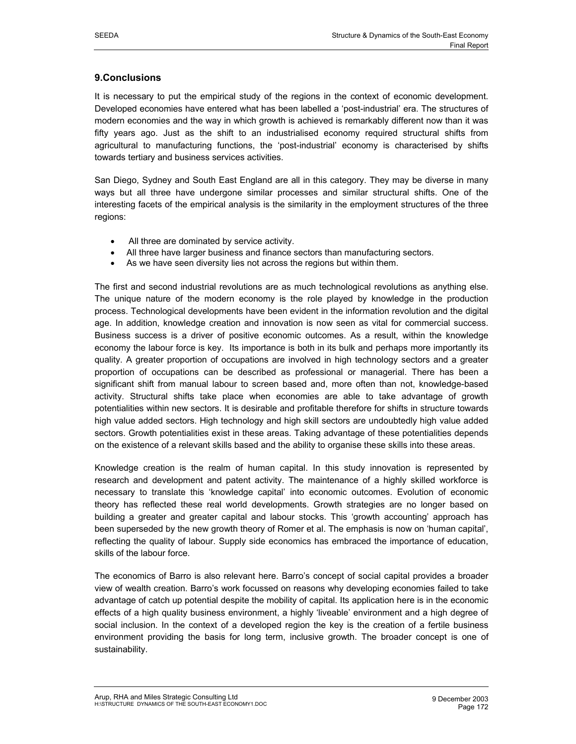## 9.Conclusions

It is necessary to put the empirical study of the regions in the context of economic development. Developed economies have entered what has been labelled a 'post-industrial' era. The structures of modern economies and the way in which growth is achieved is remarkably different now than it was fifty years ago. Just as the shift to an industrialised economy required structural shifts from agricultural to manufacturing functions, the 'post-industrial' economy is characterised by shifts towards tertiary and business services activities.

San Diego, Sydney and South East England are all in this category. They may be diverse in many ways but all three have undergone similar processes and similar structural shifts. One of the interesting facets of the empirical analysis is the similarity in the employment structures of the three regions:

- All three are dominated by service activity.
- All three have larger business and finance sectors than manufacturing sectors.
- As we have seen diversity lies not across the regions but within them.

The first and second industrial revolutions are as much technological revolutions as anything else. The unique nature of the modern economy is the role played by knowledge in the production process. Technological developments have been evident in the information revolution and the digital age. In addition, knowledge creation and innovation is now seen as vital for commercial success. Business success is a driver of positive economic outcomes. As a result, within the knowledge economy the labour force is key. Its importance is both in its bulk and perhaps more importantly its quality. A greater proportion of occupations are involved in high technology sectors and a greater proportion of occupations can be described as professional or managerial. There has been a significant shift from manual labour to screen based and, more often than not, knowledge-based activity. Structural shifts take place when economies are able to take advantage of growth potentialities within new sectors. It is desirable and profitable therefore for shifts in structure towards high value added sectors. High technology and high skill sectors are undoubtedly high value added sectors. Growth potentialities exist in these areas. Taking advantage of these potentialities depends on the existence of a relevant skills based and the ability to organise these skills into these areas.

Knowledge creation is the realm of human capital. In this study innovation is represented by research and development and patent activity. The maintenance of a highly skilled workforce is necessary to translate this 'knowledge capital' into economic outcomes. Evolution of economic theory has reflected these real world developments. Growth strategies are no longer based on building a greater and greater capital and labour stocks. This 'growth accounting' approach has been superseded by the new growth theory of Romer et al. The emphasis is now on 'human capital', reflecting the quality of labour. Supply side economics has embraced the importance of education, skills of the labour force.

The economics of Barro is also relevant here. Barro's concept of social capital provides a broader view of wealth creation. Barro's work focussed on reasons why developing economies failed to take advantage of catch up potential despite the mobility of capital. Its application here is in the economic effects of a high quality business environment, a highly 'liveable' environment and a high degree of social inclusion. In the context of a developed region the key is the creation of a fertile business environment providing the basis for long term, inclusive growth. The broader concept is one of sustainability.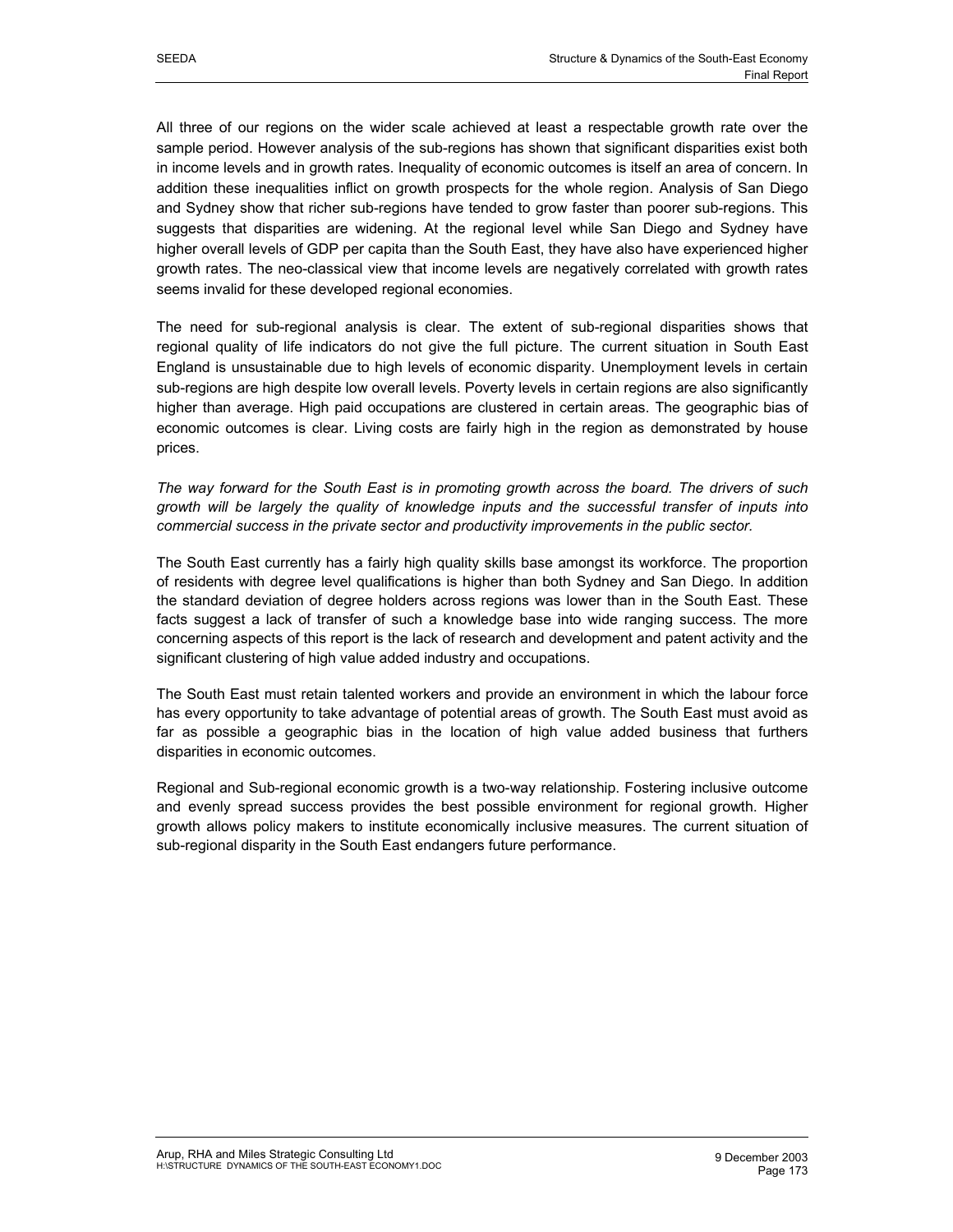All three of our regions on the wider scale achieved at least a respectable growth rate over the sample period. However analysis of the sub-regions has shown that significant disparities exist both in income levels and in growth rates. Inequality of economic outcomes is itself an area of concern. In addition these inequalities inflict on growth prospects for the whole region. Analysis of San Diego and Sydney show that richer sub-regions have tended to grow faster than poorer sub-regions. This suggests that disparities are widening. At the regional level while San Diego and Sydney have higher overall levels of GDP per capita than the South East, they have also have experienced higher growth rates. The neo-classical view that income levels are negatively correlated with growth rates seems invalid for these developed regional economies.

The need for sub-regional analysis is clear. The extent of sub-regional disparities shows that regional quality of life indicators do not give the full picture. The current situation in South East England is unsustainable due to high levels of economic disparity. Unemployment levels in certain sub-regions are high despite low overall levels. Poverty levels in certain regions are also significantly higher than average. High paid occupations are clustered in certain areas. The geographic bias of economic outcomes is clear. Living costs are fairly high in the region as demonstrated by house prices.

*The way forward for the South East is in promoting growth across the board. The drivers of such growth will be largely the quality of knowledge inputs and the successful transfer of inputs into commercial success in the private sector and productivity improvements in the public sector.*

The South East currently has a fairly high quality skills base amongst its workforce. The proportion of residents with degree level qualifications is higher than both Sydney and San Diego. In addition the standard deviation of degree holders across regions was lower than in the South East. These facts suggest a lack of transfer of such a knowledge base into wide ranging success. The more concerning aspects of this report is the lack of research and development and patent activity and the significant clustering of high value added industry and occupations.

The South East must retain talented workers and provide an environment in which the labour force has every opportunity to take advantage of potential areas of growth. The South East must avoid as far as possible a geographic bias in the location of high value added business that furthers disparities in economic outcomes.

Regional and Sub-regional economic growth is a two-way relationship. Fostering inclusive outcome and evenly spread success provides the best possible environment for regional growth. Higher growth allows policy makers to institute economically inclusive measures. The current situation of sub-regional disparity in the South East endangers future performance.